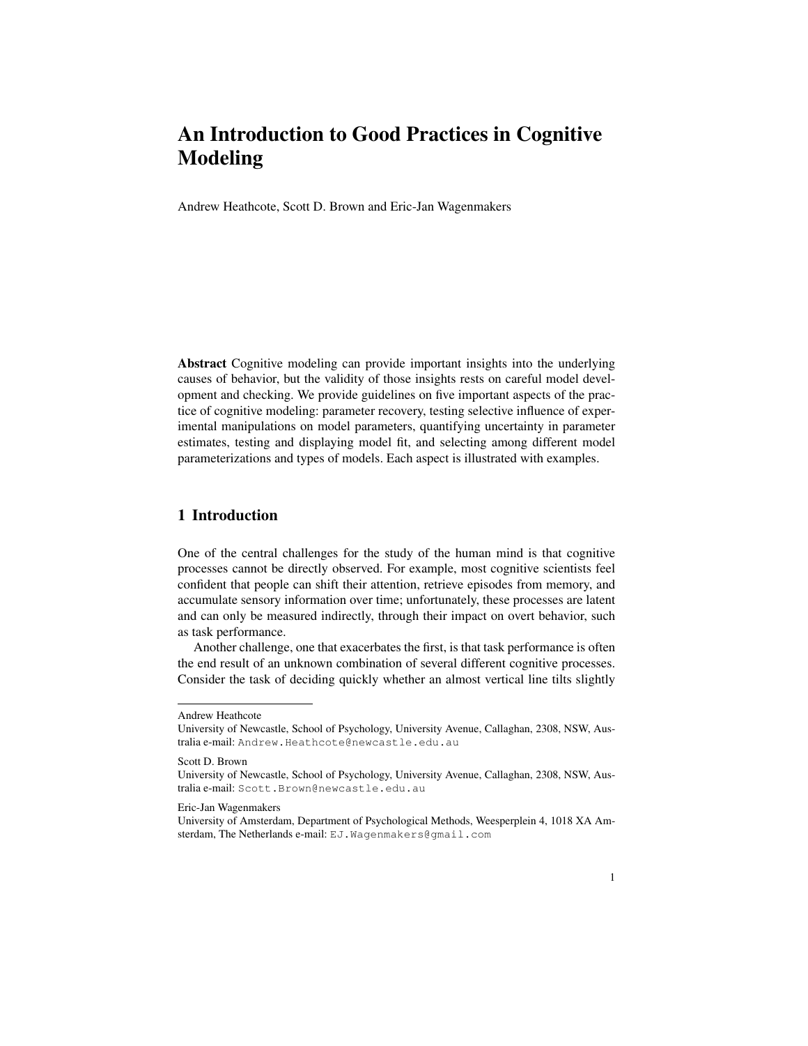# An Introduction to Good Practices in Cognitive Modeling

Andrew Heathcote, Scott D. Brown and Eric-Jan Wagenmakers

**Abstract** Cognitive modeling can provide important insights into the underlying causes of behavior, but the validity of those insights rests on careful model development and checking. We provide guidelines on five important aspects of the practice of cognitive modeling: parameter recovery, testing selective influence of experimental manipulations on model parameters, quantifying uncertainty in parameter estimates, testing and displaying model fit, and selecting among different model parameterizations and types of models. Each aspect is illustrated with examples.

## 1 Introduction

One of the central challenges for the study of the human mind is that cognitive processes cannot be directly observed. For example, most cognitive scientists feel confident that people can shift their attention, retrieve episodes from memory, and accumulate sensory information over time; unfortunately, these processes are latent and can only be measured indirectly, through their impact on overt behavior, such as task performance.

Another challenge, one that exacerbates the first, is that task performance is often the end result of an unknown combination of several different cognitive processes. Consider the task of deciding quickly whether an almost vertical line tilts slightly

---

Andrew Heathcote
University of Newcastle, School of Psychology, University Avenue, Callaghan, 2308, NSW, Australia e-mail: Andrew.Heathcote@newcastle.edu.au

Scott D. Brown
University of Newcastle, School of Psychology, University Avenue, Callaghan, 2308, NSW, Australia e-mail: Scott.Brown@newcastle.edu.au

Eric-Jan Wagenmakers
University of Amsterdam, Department of Psychological Methods, Weesperplein 4, 1018 XA Amsterdam, The Netherlands e-mail: EJ.Wagenmakers@gmail.com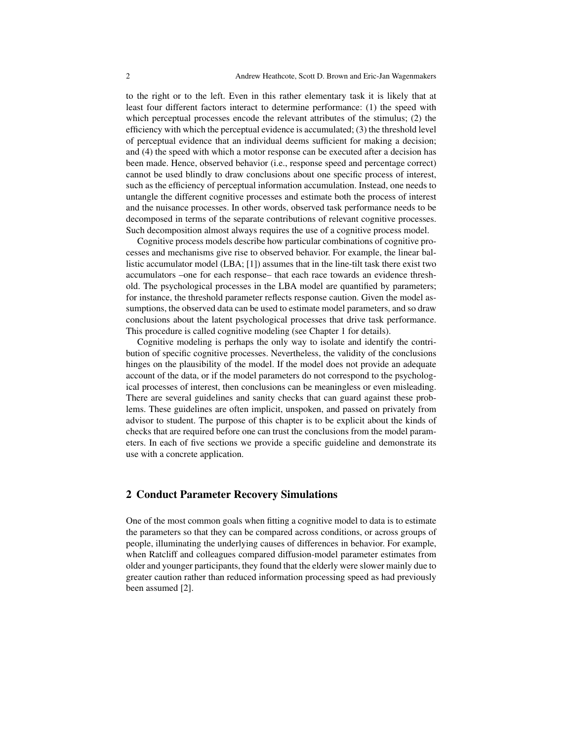to the right or to the left. Even in this rather elementary task it is likely that at least four different factors interact to determine performance: (1) the speed with which perceptual processes encode the relevant attributes of the stimulus; (2) the efficiency with which the perceptual evidence is accumulated; (3) the threshold level of perceptual evidence that an individual deems sufficient for making a decision; and (4) the speed with which a motor response can be executed after a decision has been made. Hence, observed behavior (i.e., response speed and percentage correct) cannot be used blindly to draw conclusions about one specific process of interest, such as the efficiency of perceptual information accumulation. Instead, one needs to untangle the different cognitive processes and estimate both the process of interest and the nuisance processes. In other words, observed task performance needs to be decomposed in terms of the separate contributions of relevant cognitive processes. Such decomposition almost always requires the use of a cognitive process model.

Cognitive process models describe how particular combinations of cognitive processes and mechanisms give rise to observed behavior. For example, the linear ballistic accumulator model (LBA; [1]) assumes that in the line-tilt task there exist two accumulators –one for each response– that each race towards an evidence threshold. The psychological processes in the LBA model are quantified by parameters; for instance, the threshold parameter reflects response caution. Given the model assumptions, the observed data can be used to estimate model parameters, and so draw conclusions about the latent psychological processes that drive task performance. This procedure is called cognitive modeling (see Chapter 1 for details).

Cognitive modeling is perhaps the only way to isolate and identify the contribution of specific cognitive processes. Nevertheless, the validity of the conclusions hinges on the plausibility of the model. If the model does not provide an adequate account of the data, or if the model parameters do not correspond to the psychological processes of interest, then conclusions can be meaningless or even misleading. There are several guidelines and sanity checks that can guard against these problems. These guidelines are often implicit, unspoken, and passed on privately from advisor to student. The purpose of this chapter is to be explicit about the kinds of checks that are required before one can trust the conclusions from the model parameters. In each of five sections we provide a specific guideline and demonstrate its use with a concrete application.

## 2 Conduct Parameter Recovery Simulations

One of the most common goals when fitting a cognitive model to data is to estimate the parameters so that they can be compared across conditions, or across groups of people, illuminating the underlying causes of differences in behavior. For example, when Ratcliff and colleagues compared diffusion-model parameter estimates from older and younger participants, they found that the elderly were slower mainly due to greater caution rather than reduced information processing speed as had previously been assumed [2].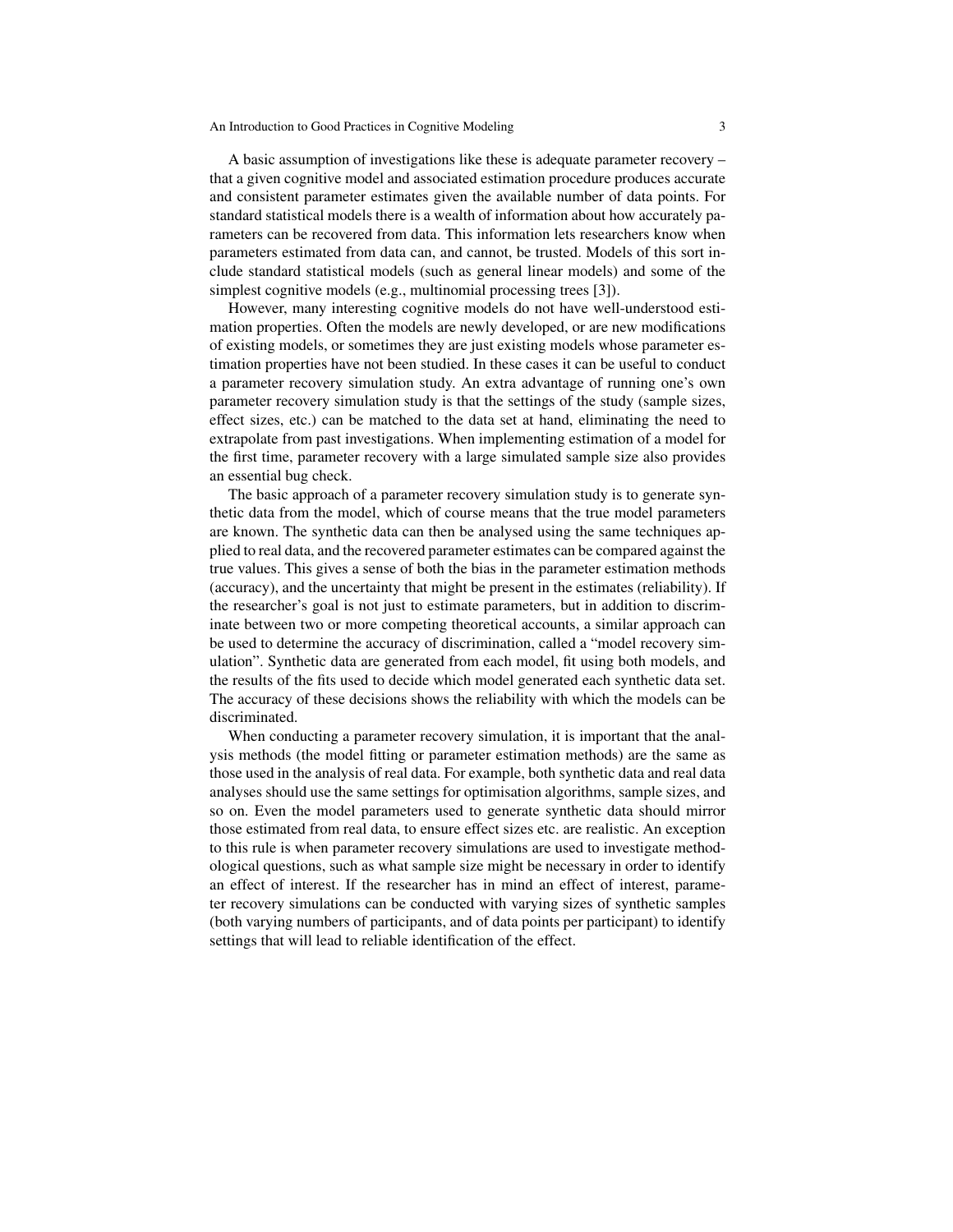A basic assumption of investigations like these is adequate parameter recovery – that a given cognitive model and associated estimation procedure produces accurate and consistent parameter estimates given the available number of data points. For standard statistical models there is a wealth of information about how accurately parameters can be recovered from data. This information lets researchers know when parameters estimated from data can, and cannot, be trusted. Models of this sort include standard statistical models (such as general linear models) and some of the simplest cognitive models (e.g., multinomial processing trees [3]).

However, many interesting cognitive models do not have well-understood estimation properties. Often the models are newly developed, or are new modifications of existing models, or sometimes they are just existing models whose parameter estimation properties have not been studied. In these cases it can be useful to conduct a parameter recovery simulation study. An extra advantage of running one's own parameter recovery simulation study is that the settings of the study (sample sizes, effect sizes, etc.) can be matched to the data set at hand, eliminating the need to extrapolate from past investigations. When implementing estimation of a model for the first time, parameter recovery with a large simulated sample size also provides an essential bug check.

The basic approach of a parameter recovery simulation study is to generate synthetic data from the model, which of course means that the true model parameters are known. The synthetic data can then be analysed using the same techniques applied to real data, and the recovered parameter estimates can be compared against the true values. This gives a sense of both the bias in the parameter estimation methods (accuracy), and the uncertainty that might be present in the estimates (reliability). If the researcher's goal is not just to estimate parameters, but in addition to discriminate between two or more competing theoretical accounts, a similar approach can be used to determine the accuracy of discrimination, called a "model recovery simulation". Synthetic data are generated from each model, fit using both models, and the results of the fits used to decide which model generated each synthetic data set. The accuracy of these decisions shows the reliability with which the models can be discriminated.

When conducting a parameter recovery simulation, it is important that the analysis methods (the model fitting or parameter estimation methods) are the same as those used in the analysis of real data. For example, both synthetic data and real data analyses should use the same settings for optimisation algorithms, sample sizes, and so on. Even the model parameters used to generate synthetic data should mirror those estimated from real data, to ensure effect sizes etc. are realistic. An exception to this rule is when parameter recovery simulations are used to investigate methodological questions, such as what sample size might be necessary in order to identify an effect of interest. If the researcher has in mind an effect of interest, parameter recovery simulations can be conducted with varying sizes of synthetic samples (both varying numbers of participants, and of data points per participant) to identify settings that will lead to reliable identification of the effect.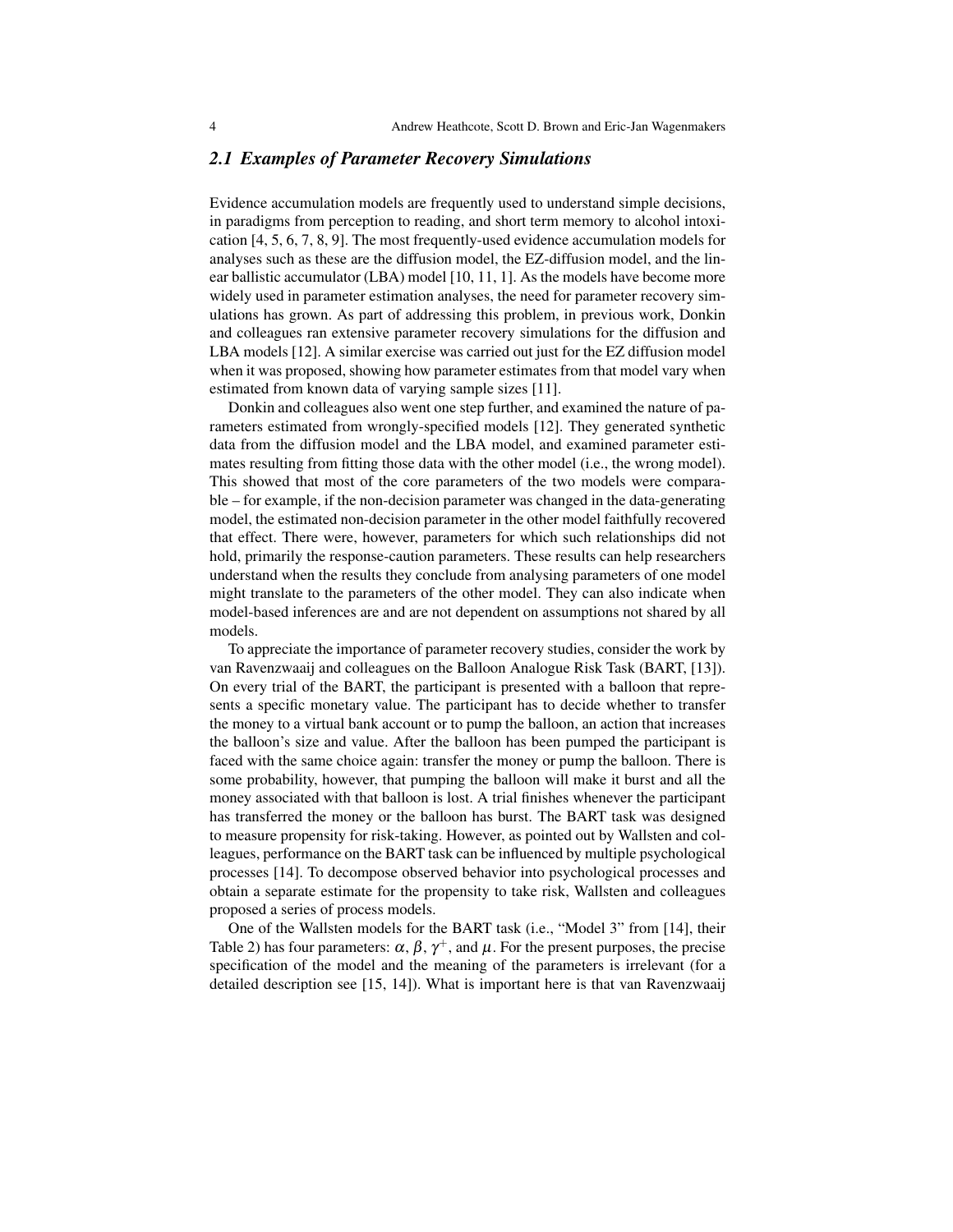## 2.1 Examples of Parameter Recovery Simulations

Evidence accumulation models are frequently used to understand simple decisions, in paradigms from perception to reading, and short term memory to alcohol intoxication [4, 5, 6, 7, 8, 9]. The most frequently-used evidence accumulation models for analyses such as these are the diffusion model, the EZ-diffusion model, and the linear ballistic accumulator (LBA) model [10, 11, 1]. As the models have become more widely used in parameter estimation analyses, the need for parameter recovery simulations has grown. As part of addressing this problem, in previous work, Donkin and colleagues ran extensive parameter recovery simulations for the diffusion and LBA models [12]. A similar exercise was carried out just for the EZ diffusion model when it was proposed, showing how parameter estimates from that model vary when estimated from known data of varying sample sizes [11].

Donkin and colleagues also went one step further, and examined the nature of parameters estimated from wrongly-specified models [12]. They generated synthetic data from the diffusion model and the LBA model, and examined parameter estimates resulting from fitting those data with the other model (i.e., the wrong model). This showed that most of the core parameters of the two models were comparable – for example, if the non-decision parameter was changed in the data-generating model, the estimated non-decision parameter in the other model faithfully recovered that effect. There were, however, parameters for which such relationships did not hold, primarily the response-caution parameters. These results can help researchers understand when the results they conclude from analysing parameters of one model might translate to the parameters of the other model. They can also indicate when model-based inferences are and are not dependent on assumptions not shared by all models.

To appreciate the importance of parameter recovery studies, consider the work by van Ravenzwaaij and colleagues on the Balloon Analogue Risk Task (BART, [13]). On every trial of the BART, the participant is presented with a balloon that represents a specific monetary value. The participant has to decide whether to transfer the money to a virtual bank account or to pump the balloon, an action that increases the balloon's size and value. After the balloon has been pumped the participant is faced with the same choice again: transfer the money or pump the balloon. There is some probability, however, that pumping the balloon will make it burst and all the money associated with that balloon is lost. A trial finishes whenever the participant has transferred the money or the balloon has burst. The BART task was designed to measure propensity for risk-taking. However, as pointed out by Wallsten and colleagues, performance on the BART task can be influenced by multiple psychological processes [14]. To decompose observed behavior into psychological processes and obtain a separate estimate for the propensity to take risk, Wallsten and colleagues proposed a series of process models.

One of the Wallsten models for the BART task (i.e., "Model 3" from [14], their Table 2) has four parameters: $\alpha$, $\beta$, $\gamma^{+}$, and $\mu$. For the present purposes, the precise specification of the model and the meaning of the parameters is irrelevant (for a detailed description see [15, 14]). What is important here is that van Ravenzwaaij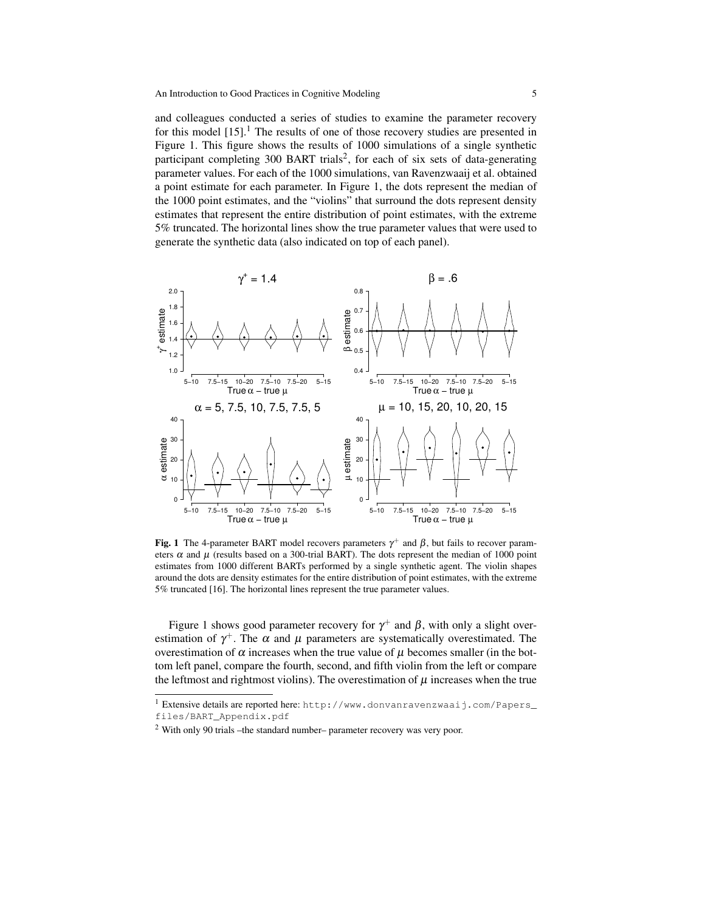and colleagues conducted a series of studies to examine the parameter recovery for this model [15].[1] The results of one of those recovery studies are presented in Figure 1. This figure shows the results of 1000 simulations of a single synthetic participant completing 300 BART trials[2], for each of six sets of data-generating parameter values. For each of the 1000 simulations, van Ravenzwaaij et al. obtained a point estimate for each parameter. In Figure 1, the dots represent the median of the 1000 point estimates, and the "violins" that surround the dots represent density estimates that represent the entire distribution of point estimates, with the extreme 5% truncated. The horizontal lines show the true parameter values that were used to generate the synthetic data (also indicated on top of each panel).

**Fig. 1** The 4-parameter BART model recovers parameters $\gamma^+$ and $\beta$, but fails to recover parameters $\alpha$ and $\mu$ (results based on a 300-trial BART). The dots represent the median of 1000 point estimates from 1000 different BARTs performed by a single synthetic agent. The violin shapes around the dots are density estimates for the entire distribution of point estimates, with the extreme 5% truncated [16]. The horizontal lines represent the true parameter values.

Figure 1 shows good parameter recovery for $\gamma^+$ and $\beta$, with only a slight overestimation of $\gamma^+$. The $\alpha$ and $\mu$ parameters are systematically overestimated. The overestimation of $\alpha$ increases when the true value of $\mu$ becomes smaller (in the bottom left panel, compare the fourth, second, and fifth violin from the left or compare the leftmost and rightmost violins). The overestimation of $\mu$ increases when the true

[1] Extensive details are reported here: http://www.donvanravenzwaaij.com/Papers_files/BART_Appendix.pdf

[2] With only 90 trials –the standard number– parameter recovery was very poor.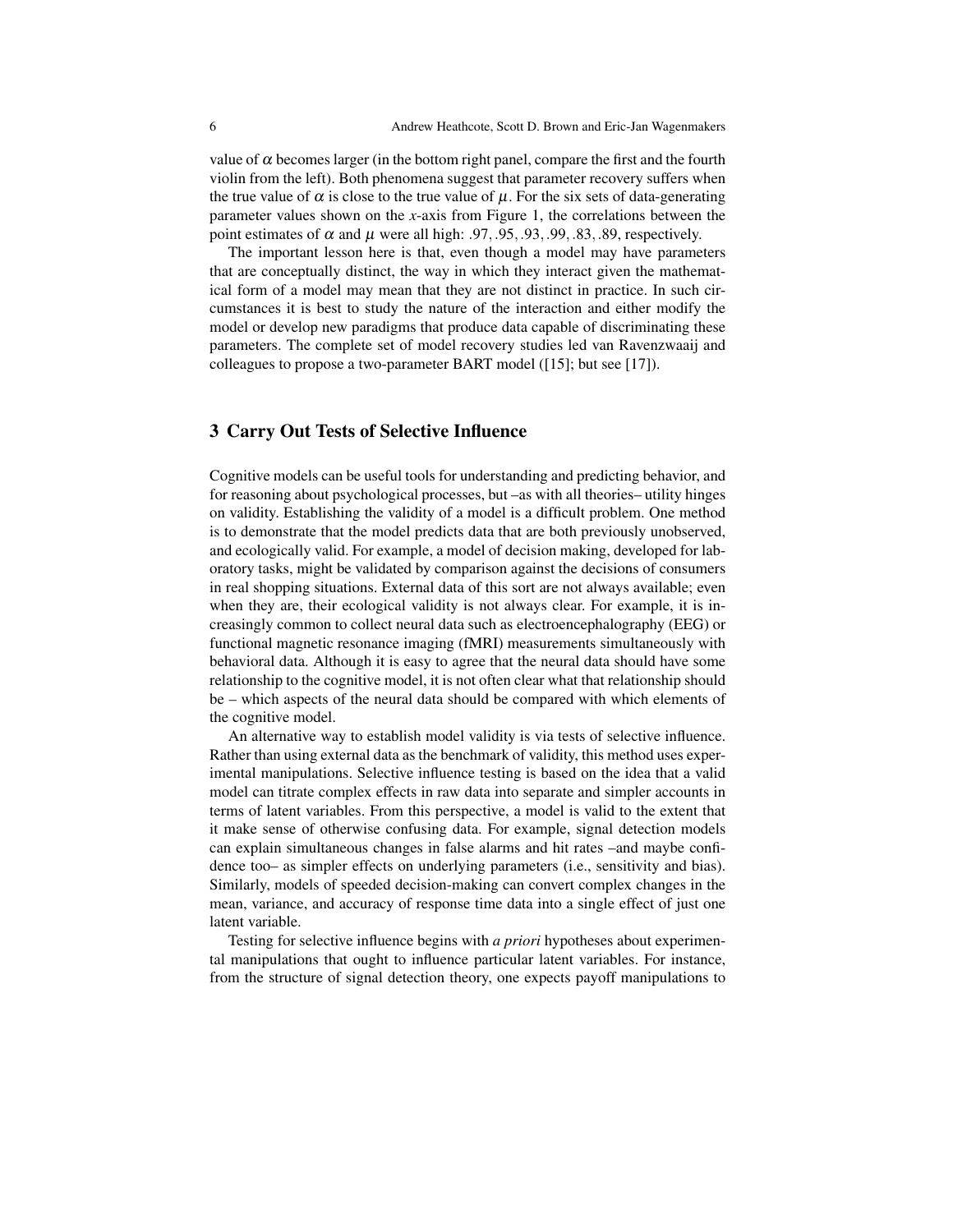value of $\alpha$ becomes larger (in the bottom right panel, compare the first and the fourth violin from the left). Both phenomena suggest that parameter recovery suffers when the true value of $\alpha$ is close to the true value of $\mu$. For the six sets of data-generating parameter values shown on the *x*-axis from Figure 1, the correlations between the point estimates of $\alpha$ and $\mu$ were all high: .97, .95, .93, .99, .83, .89, respectively.

The important lesson here is that, even though a model may have parameters that are conceptually distinct, the way in which they interact given the mathematical form of a model may mean that they are not distinct in practice. In such circumstances it is best to study the nature of the interaction and either modify the model or develop new paradigms that produce data capable of discriminating these parameters. The complete set of model recovery studies led van Ravenzwaaij and colleagues to propose a two-parameter BART model ([15]; but see [17]).

## 3 Carry Out Tests of Selective Influence

Cognitive models can be useful tools for understanding and predicting behavior, and for reasoning about psychological processes, but –as with all theories– utility hinges on validity. Establishing the validity of a model is a difficult problem. One method is to demonstrate that the model predicts data that are both previously unobserved, and ecologically valid. For example, a model of decision making, developed for laboratory tasks, might be validated by comparison against the decisions of consumers in real shopping situations. External data of this sort are not always available; even when they are, their ecological validity is not always clear. For example, it is increasingly common to collect neural data such as electroencephalography (EEG) or functional magnetic resonance imaging (fMRI) measurements simultaneously with behavioral data. Although it is easy to agree that the neural data should have some relationship to the cognitive model, it is not often clear what that relationship should be – which aspects of the neural data should be compared with which elements of the cognitive model.

An alternative way to establish model validity is via tests of selective influence. Rather than using external data as the benchmark of validity, this method uses experimental manipulations. Selective influence testing is based on the idea that a valid model can titrate complex effects in raw data into separate and simpler accounts in terms of latent variables. From this perspective, a model is valid to the extent that it make sense of otherwise confusing data. For example, signal detection models can explain simultaneous changes in false alarms and hit rates –and maybe confidence too– as simpler effects on underlying parameters (i.e., sensitivity and bias). Similarly, models of speeded decision-making can convert complex changes in the mean, variance, and accuracy of response time data into a single effect of just one latent variable.

Testing for selective influence begins with *a priori* hypotheses about experimental manipulations that ought to influence particular latent variables. For instance, from the structure of signal detection theory, one expects payoff manipulations to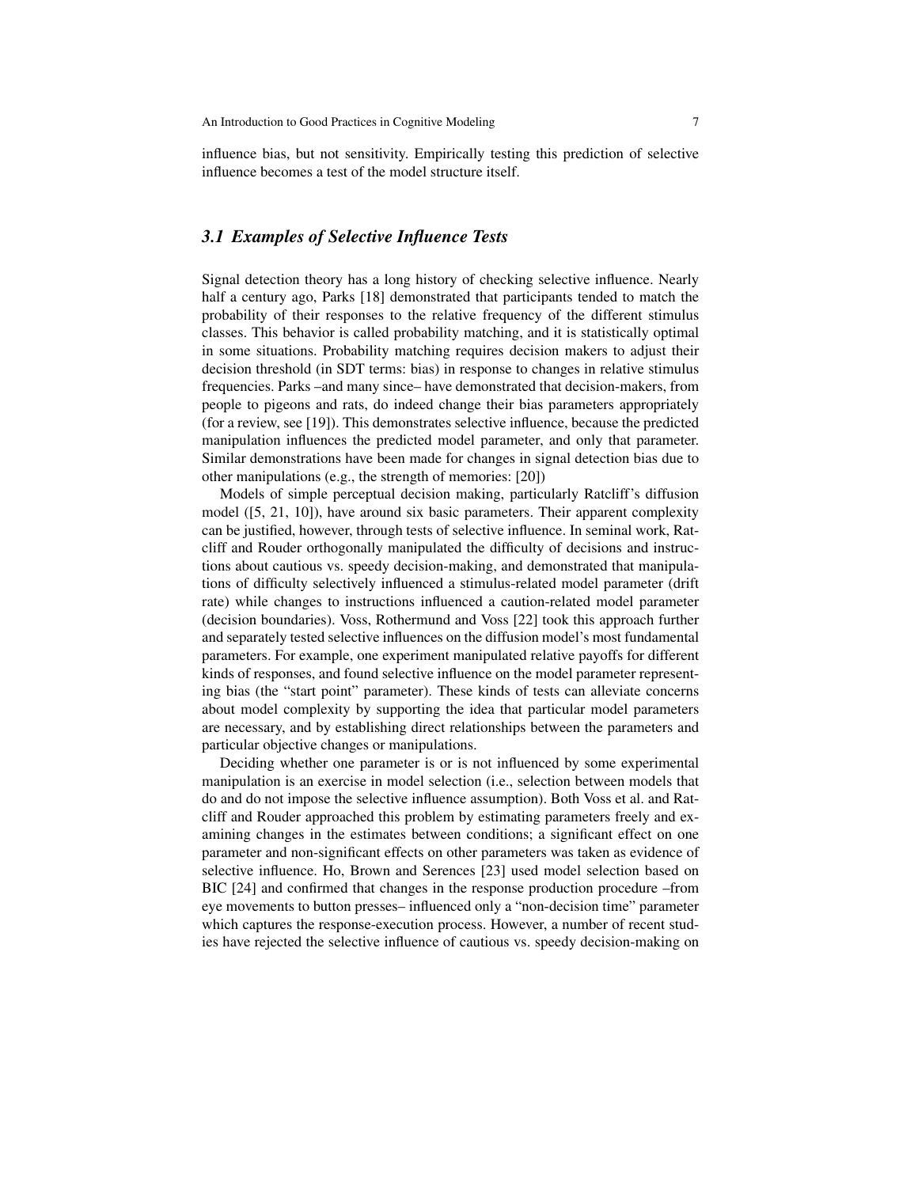influence bias, but not sensitivity. Empirically testing this prediction of selective influence becomes a test of the model structure itself.

### *3.1 Examples of Selective Influence Tests*

Signal detection theory has a long history of checking selective influence. Nearly half a century ago, Parks [18] demonstrated that participants tended to match the probability of their responses to the relative frequency of the different stimulus classes. This behavior is called probability matching, and it is statistically optimal in some situations. Probability matching requires decision makers to adjust their decision threshold (in SDT terms: bias) in response to changes in relative stimulus frequencies. Parks –and many since– have demonstrated that decision-makers, from people to pigeons and rats, do indeed change their bias parameters appropriately (for a review, see [19]). This demonstrates selective influence, because the predicted manipulation influences the predicted model parameter, and only that parameter. Similar demonstrations have been made for changes in signal detection bias due to other manipulations (e.g., the strength of memories: [20])

Models of simple perceptual decision making, particularly Ratcliff's diffusion model ([5, 21, 10]), have around six basic parameters. Their apparent complexity can be justified, however, through tests of selective influence. In seminal work, Ratcliff and Rouder orthogonally manipulated the difficulty of decisions and instructions about cautious vs. speedy decision-making, and demonstrated that manipulations of difficulty selectively influenced a stimulus-related model parameter (drift rate) while changes to instructions influenced a caution-related model parameter (decision boundaries). Voss, Rothermund and Voss [22] took this approach further and separately tested selective influences on the diffusion model's most fundamental parameters. For example, one experiment manipulated relative payoffs for different kinds of responses, and found selective influence on the model parameter representing bias (the "start point" parameter). These kinds of tests can alleviate concerns about model complexity by supporting the idea that particular model parameters are necessary, and by establishing direct relationships between the parameters and particular objective changes or manipulations.

Deciding whether one parameter is or is not influenced by some experimental manipulation is an exercise in model selection (i.e., selection between models that do and do not impose the selective influence assumption). Both Voss et al. and Ratcliff and Rouder approached this problem by estimating parameters freely and examining changes in the estimates between conditions; a significant effect on one parameter and non-significant effects on other parameters was taken as evidence of selective influence. Ho, Brown and Serences [23] used model selection based on BIC [24] and confirmed that changes in the response production procedure –from eye movements to button presses– influenced only a "non-decision time" parameter which captures the response-execution process. However, a number of recent studies have rejected the selective influence of cautious vs. speedy decision-making on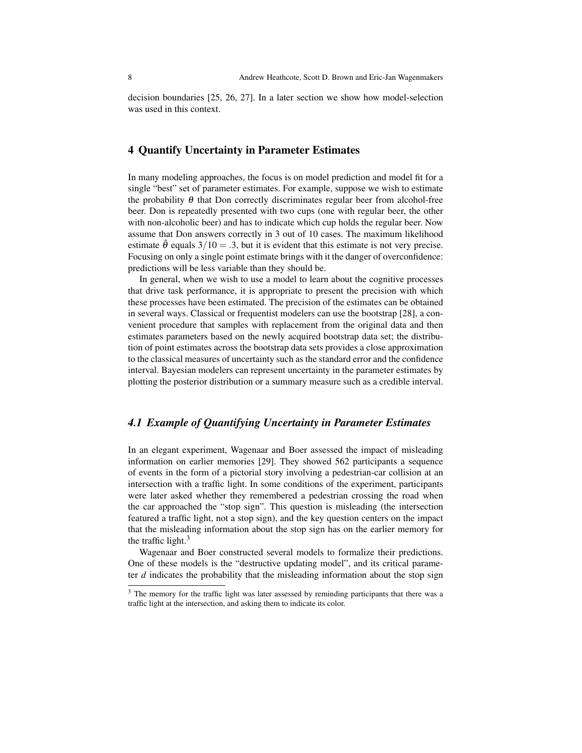decision boundaries [25, 26, 27]. In a later section we show how model-selection was used in this context.

## 4 Quantify Uncertainty in Parameter Estimates

In many modeling approaches, the focus is on model prediction and model fit for a single "best" set of parameter estimates. For example, suppose we wish to estimate the probability $\theta$ that Don correctly discriminates regular beer from alcohol-free beer. Don is repeatedly presented with two cups (one with regular beer, the other with non-alcoholic beer) and has to indicate which cup holds the regular beer. Now assume that Don answers correctly in 3 out of 10 cases. The maximum likelihood estimate $\hat{\theta}$ equals $3/10 = .3$, but it is evident that this estimate is not very precise. Focusing on only a single point estimate brings with it the danger of overconfidence: predictions will be less variable than they should be.

In general, when we wish to use a model to learn about the cognitive processes that drive task performance, it is appropriate to present the precision with which these processes have been estimated. The precision of the estimates can be obtained in several ways. Classical or frequentist modelers can use the bootstrap [28], a convenient procedure that samples with replacement from the original data and then estimates parameters based on the newly acquired bootstrap data set; the distribution of point estimates across the bootstrap data sets provides a close approximation to the classical measures of uncertainty such as the standard error and the confidence interval. Bayesian modelers can represent uncertainty in the parameter estimates by plotting the posterior distribution or a summary measure such as a credible interval.

### *4.1 Example of Quantifying Uncertainty in Parameter Estimates*

In an elegant experiment, Wagenaar and Boer assessed the impact of misleading information on earlier memories [29]. They showed 562 participants a sequence of events in the form of a pictorial story involving a pedestrian-car collision at an intersection with a traffic light. In some conditions of the experiment, participants were later asked whether they remembered a pedestrian crossing the road when the car approached the "stop sign". This question is misleading (the intersection featured a traffic light, not a stop sign), and the key question centers on the impact that the misleading information about the stop sign has on the earlier memory for the traffic light.[3]

Wagenaar and Boer constructed several models to formalize their predictions. One of these models is the "destructive updating model", and its critical parameter $d$ indicates the probability that the misleading information about the stop sign

[3] The memory for the traffic light was later assessed by reminding participants that there was a traffic light at the intersection, and asking them to indicate its color.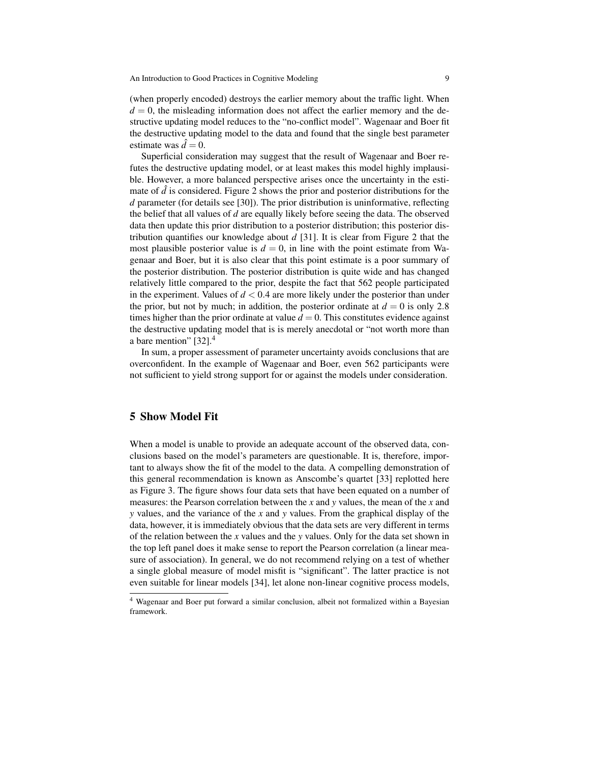(when properly encoded) destroys the earlier memory about the traffic light. When $d = 0$, the misleading information does not affect the earlier memory and the destructive updating model reduces to the "no-conflict model". Wagenaar and Boer fit the destructive updating model to the data and found that the single best parameter estimate was $\hat{d} = 0$.

Superficial consideration may suggest that the result of Wagenaar and Boer refutes the destructive updating model, or at least makes this model highly implausible. However, a more balanced perspective arises once the uncertainty in the estimate of $\hat{d}$ is considered. Figure 2 shows the prior and posterior distributions for the $d$ parameter (for details see [30]). The prior distribution is uninformative, reflecting the belief that all values of $d$ are equally likely before seeing the data. The observed data then update this prior distribution to a posterior distribution; this posterior distribution quantifies our knowledge about $d$ [31]. It is clear from Figure 2 that the most plausible posterior value is $d = 0$, in line with the point estimate from Wagenaar and Boer, but it is also clear that this point estimate is a poor summary of the posterior distribution. The posterior distribution is quite wide and has changed relatively little compared to the prior, despite the fact that 562 people participated in the experiment. Values of $d < 0.4$ are more likely under the posterior than under the prior, but not by much; in addition, the posterior ordinate at $d = 0$ is only 2.8 times higher than the prior ordinate at value $d = 0$. This constitutes evidence against the destructive updating model that is is merely anecdotal or "not worth more than a bare mention" [32].[4]

In sum, a proper assessment of parameter uncertainty avoids conclusions that are overconfident. In the example of Wagenaar and Boer, even 562 participants were not sufficient to yield strong support for or against the models under consideration.

## 5 Show Model Fit

When a model is unable to provide an adequate account of the observed data, conclusions based on the model's parameters are questionable. It is, therefore, important to always show the fit of the model to the data. A compelling demonstration of this general recommendation is known as Anscombe's quartet [33] replotted here as Figure 3. The figure shows four data sets that have been equated on a number of measures: the Pearson correlation between the $x$ and $y$ values, the mean of the $x$ and $y$ values, and the variance of the $x$ and $y$ values. From the graphical display of the data, however, it is immediately obvious that the data sets are very different in terms of the relation between the $x$ values and the $y$ values. Only for the data set shown in the top left panel does it make sense to report the Pearson correlation (a linear measure of association). In general, we do not recommend relying on a test of whether a single global measure of model misfit is "significant". The latter practice is not even suitable for linear models [34], let alone non-linear cognitive process models,

[4] Wagenaar and Boer put forward a similar conclusion, albeit not formalized within a Bayesian framework.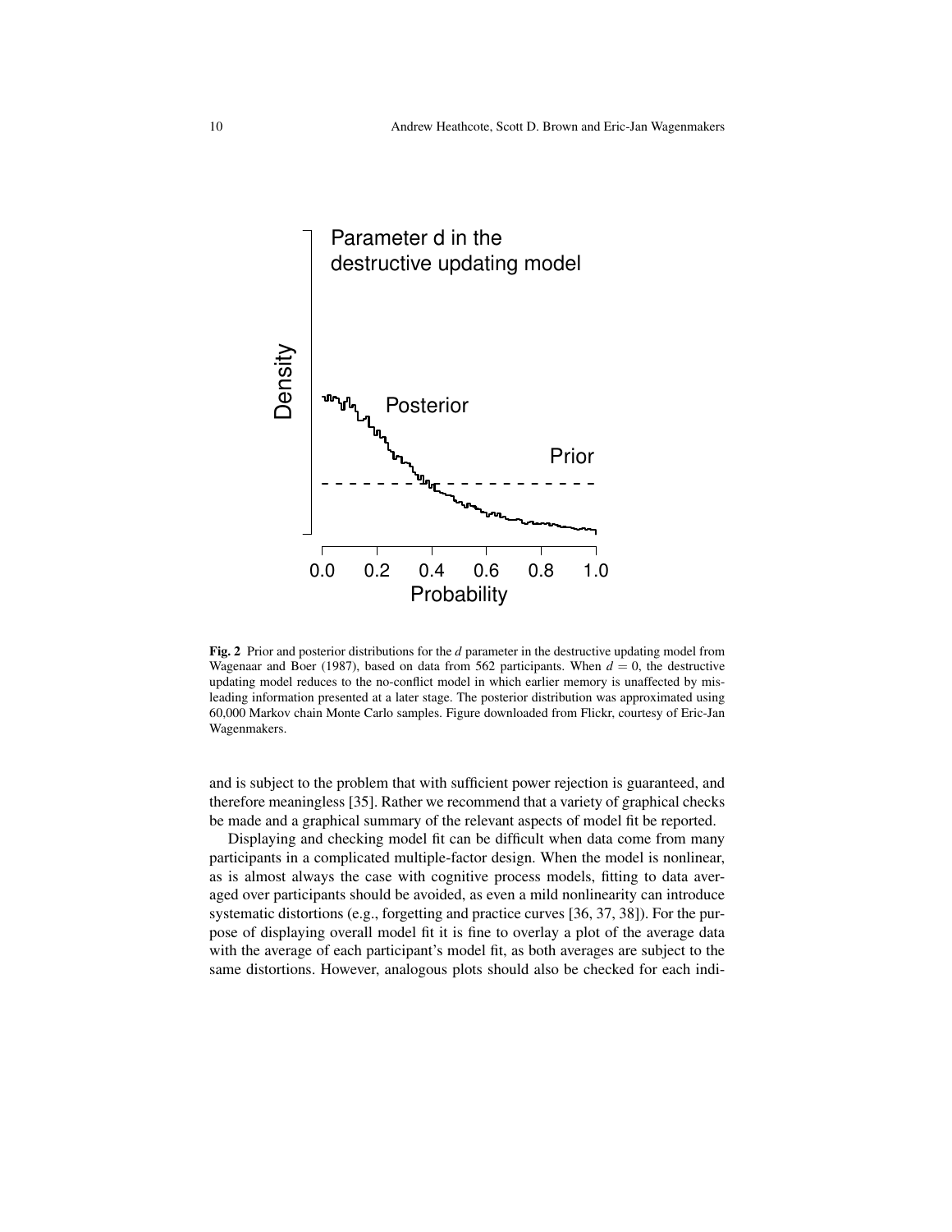**Fig. 2** Prior and posterior distributions for the $d$ parameter in the destructive updating model from Wagenaar and Boer (1987), based on data from 562 participants. When $d = 0$, the destructive updating model reduces to the no-conflict model in which earlier memory is unaffected by misleading information presented at a later stage. The posterior distribution was approximated using 60,000 Markov chain Monte Carlo samples. Figure downloaded from Flickr, courtesy of Eric-Jan Wagenmakers.

and is subject to the problem that with sufficient power rejection is guaranteed, and therefore meaningless [35]. Rather we recommend that a variety of graphical checks be made and a graphical summary of the relevant aspects of model fit be reported.

Displaying and checking model fit can be difficult when data come from many participants in a complicated multiple-factor design. When the model is nonlinear, as is almost always the case with cognitive process models, fitting to data averaged over participants should be avoided, as even a mild nonlinearity can introduce systematic distortions (e.g., forgetting and practice curves [36, 37, 38]). For the purpose of displaying overall model fit it is fine to overlay a plot of the average data with the average of each participant's model fit, as both averages are subject to the same distortions. However, analogous plots should also be checked for each indi-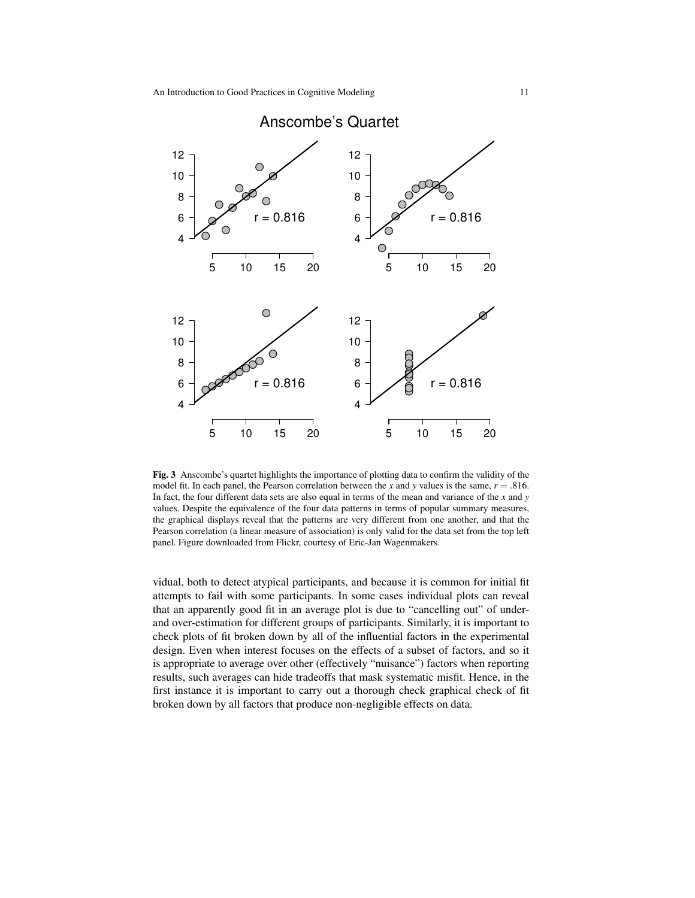**Fig. 3** Anscombe's quartet highlights the importance of plotting data to confirm the validity of the model fit. In each panel, the Pearson correlation between the *x* and *y* values is the same, $r = .816$. In fact, the four different data sets are also equal in terms of the mean and variance of the *x* and *y* values. Despite the equivalence of the four data patterns in terms of popular summary measures, the graphical displays reveal that the patterns are very different from one another, and that the Pearson correlation (a linear measure of association) is only valid for the data set from the top left panel. Figure downloaded from Flickr, courtesy of Eric-Jan Wagenmakers.

vidual, both to detect atypical participants, and because it is common for initial fit attempts to fail with some participants. In some cases individual plots can reveal that an apparently good fit in an average plot is due to "cancelling out" of under- and over-estimation for different groups of participants. Similarly, it is important to check plots of fit broken down by all of the influential factors in the experimental design. Even when interest focuses on the effects of a subset of factors, and so it is appropriate to average over other (effectively "nuisance") factors when reporting results, such averages can hide tradeoffs that mask systematic misfit. Hence, in the first instance it is important to carry out a thorough check graphical check of fit broken down by all factors that produce non-negligible effects on data.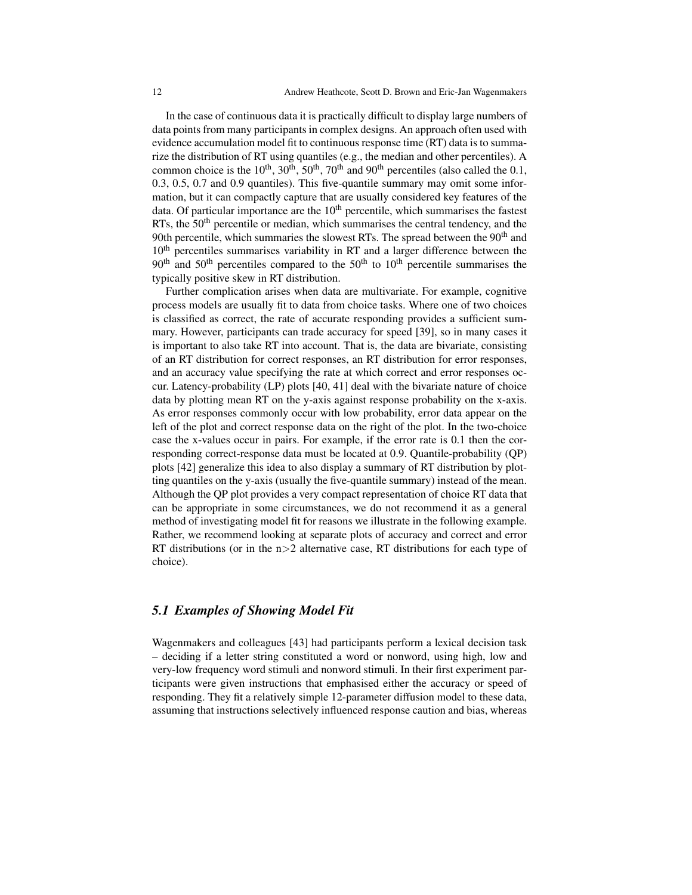In the case of continuous data it is practically difficult to display large numbers of data points from many participants in complex designs. An approach often used with evidence accumulation model fit to continuous response time (RT) data is to summarize the distribution of RT using quantiles (e.g., the median and other percentiles). A common choice is the $10^{th}$, $30^{th}$, $50^{th}$, $70^{th}$ and $90^{th}$ percentiles (also called the 0.1, 0.3, 0.5, 0.7 and 0.9 quantiles). This five-quantile summary may omit some information, but it can compactly capture that are usually considered key features of the data. Of particular importance are the $10^{th}$ percentile, which summarises the fastest RTs, the $50^{th}$ percentile or median, which summarises the central tendency, and the 90th percentile, which summaries the slowest RTs. The spread between the $90^{th}$ and $10^{th}$ percentiles summarises variability in RT and a larger difference between the $90^{th}$ and $50^{th}$ percentiles compared to the $50^{th}$ to $10^{th}$ percentile summarises the typically positive skew in RT distribution.

Further complication arises when data are multivariate. For example, cognitive process models are usually fit to data from choice tasks. Where one of two choices is classified as correct, the rate of accurate responding provides a sufficient summary. However, participants can trade accuracy for speed [39], so in many cases it is important to also take RT into account. That is, the data are bivariate, consisting of an RT distribution for correct responses, an RT distribution for error responses, and an accuracy value specifying the rate at which correct and error responses occur. Latency-probability (LP) plots [40, 41] deal with the bivariate nature of choice data by plotting mean RT on the y-axis against response probability on the x-axis. As error responses commonly occur with low probability, error data appear on the left of the plot and correct response data on the right of the plot. In the two-choice case the x-values occur in pairs. For example, if the error rate is 0.1 then the corresponding correct-response data must be located at 0.9. Quantile-probability (QP) plots [42] generalize this idea to also display a summary of RT distribution by plotting quantiles on the y-axis (usually the five-quantile summary) instead of the mean. Although the QP plot provides a very compact representation of choice RT data that can be appropriate in some circumstances, we do not recommend it as a general method of investigating model fit for reasons we illustrate in the following example. Rather, we recommend looking at separate plots of accuracy and correct and error RT distributions (or in the $n>2$ alternative case, RT distributions for each type of choice).

### *5.1 Examples of Showing Model Fit*

Wagenmakers and colleagues [43] had participants perform a lexical decision task – deciding if a letter string constituted a word or nonword, using high, low and very-low frequency word stimuli and nonword stimuli. In their first experiment participants were given instructions that emphasised either the accuracy or speed of responding. They fit a relatively simple 12-parameter diffusion model to these data, assuming that instructions selectively influenced response caution and bias, whereas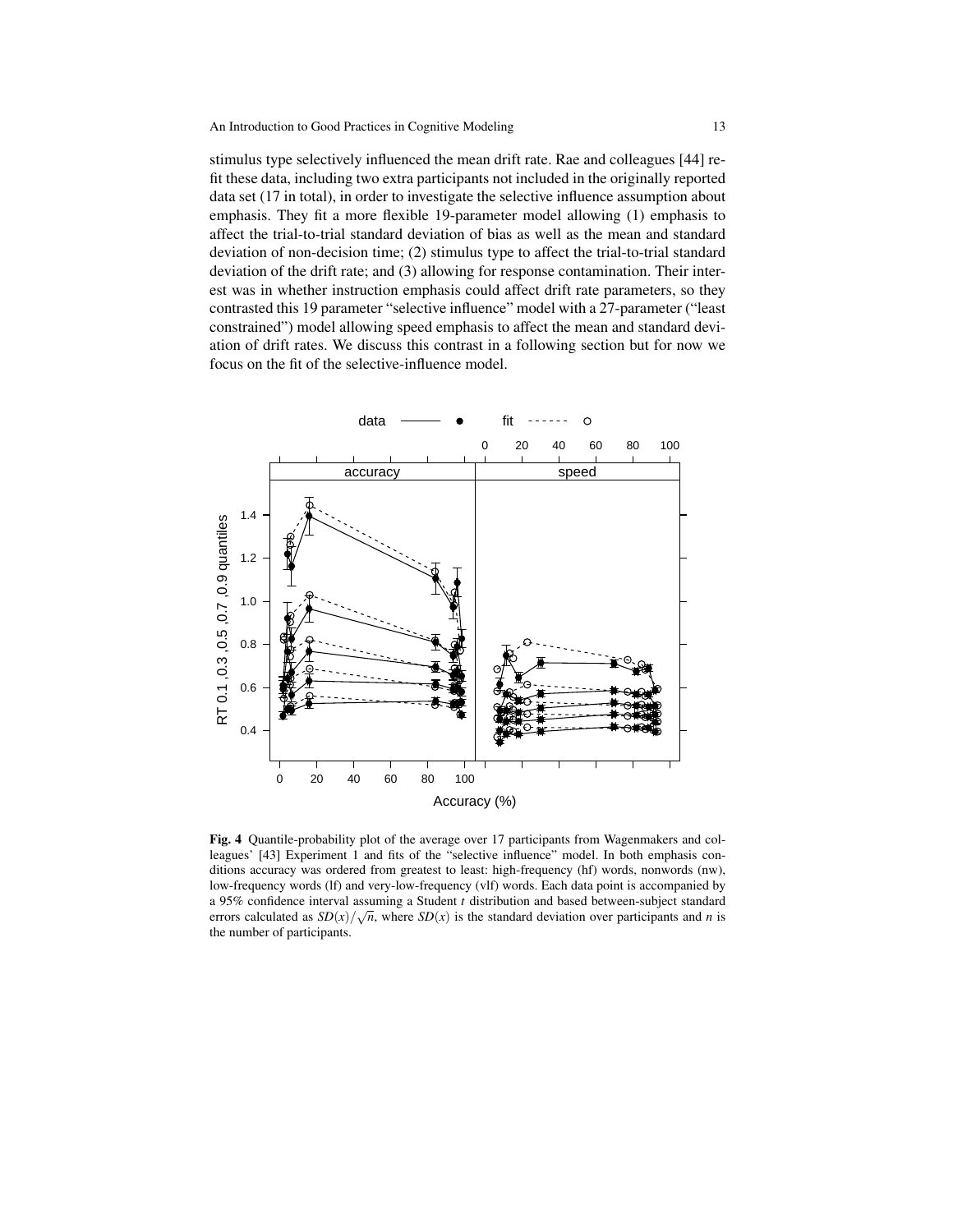stimulus type selectively influenced the mean drift rate. Rae and colleagues [44] refit these data, including two extra participants not included in the originally reported data set (17 in total), in order to investigate the selective influence assumption about emphasis. They fit a more flexible 19-parameter model allowing (1) emphasis to affect the trial-to-trial standard deviation of bias as well as the mean and standard deviation of non-decision time; (2) stimulus type to affect the trial-to-trial standard deviation of the drift rate; and (3) allowing for response contamination. Their interest was in whether instruction emphasis could affect drift rate parameters, so they contrasted this 19 parameter "selective influence" model with a 27-parameter ("least constrained") model allowing speed emphasis to affect the mean and standard deviation of drift rates. We discuss this contrast in a following section but for now we focus on the fit of the selective-influence model.

**Fig. 4** Quantile-probability plot of the average over 17 participants from Wagenmakers and colleagues' [43] Experiment 1 and fits of the "selective influence" model. In both emphasis conditions accuracy was ordered from greatest to least: high-frequency (hf) words, nonwords (nw), low-frequency words (lf) and very-low-frequency (vlf) words. Each data point is accompanied by a 95% confidence interval assuming a Student $t$ distribution and based between-subject standard errors calculated as $SD(x)/\sqrt{n}$, where $SD(x)$ is the standard deviation over participants and $n$ is the number of participants.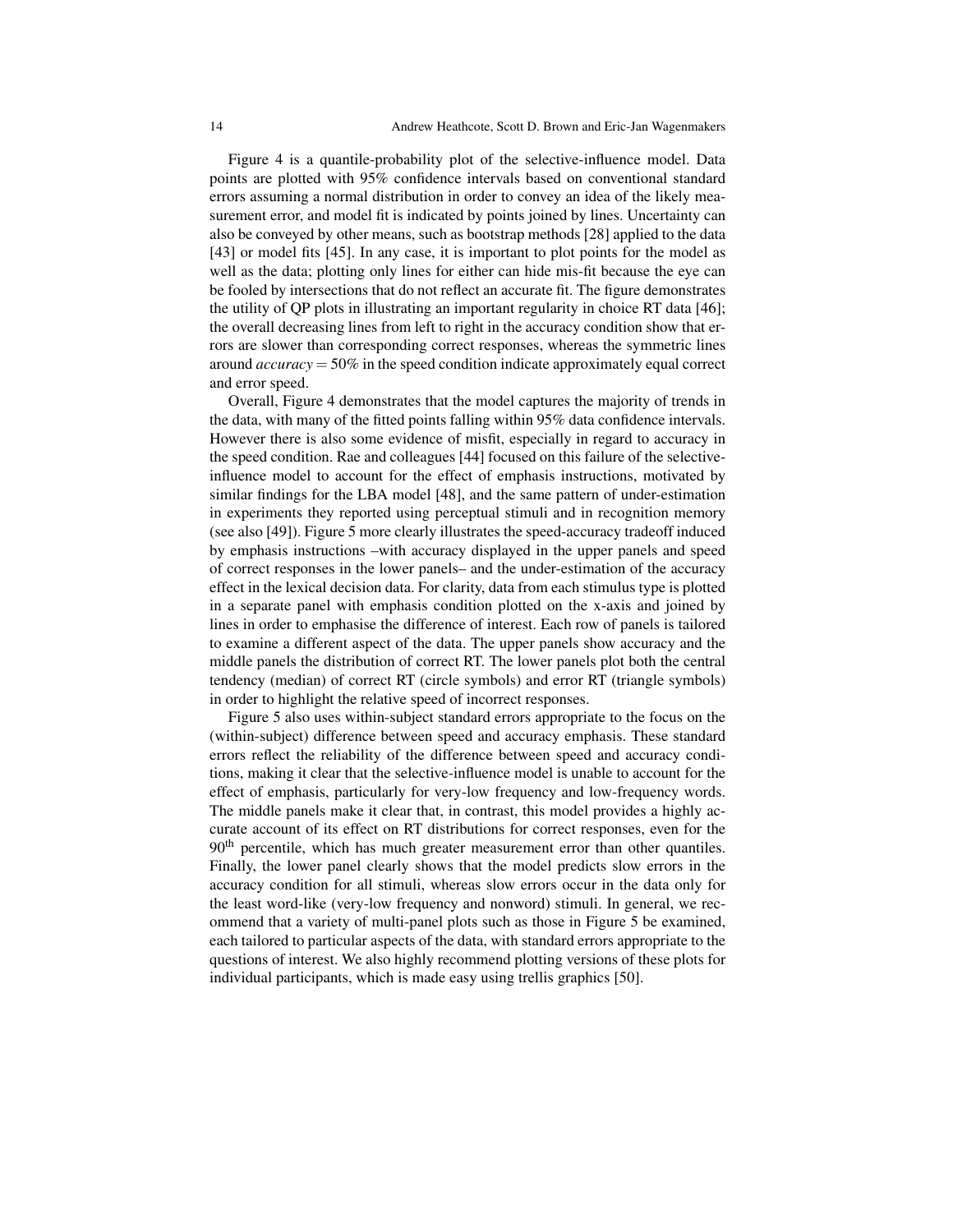Figure 4 is a quantile-probability plot of the selective-influence model. Data points are plotted with 95% confidence intervals based on conventional standard errors assuming a normal distribution in order to convey an idea of the likely measurement error, and model fit is indicated by points joined by lines. Uncertainty can also be conveyed by other means, such as bootstrap methods [28] applied to the data [43] or model fits [45]. In any case, it is important to plot points for the model as well as the data; plotting only lines for either can hide mis-fit because the eye can be fooled by intersections that do not reflect an accurate fit. The figure demonstrates the utility of QP plots in illustrating an important regularity in choice RT data [46]; the overall decreasing lines from left to right in the accuracy condition show that errors are slower than corresponding correct responses, whereas the symmetric lines around $accuracy = 50\%$ in the speed condition indicate approximately equal correct and error speed.

Overall, Figure 4 demonstrates that the model captures the majority of trends in the data, with many of the fitted points falling within 95% data confidence intervals. However there is also some evidence of misfit, especially in regard to accuracy in the speed condition. Rae and colleagues [44] focused on this failure of the selective-influence model to account for the effect of emphasis instructions, motivated by similar findings for the LBA model [48], and the same pattern of under-estimation in experiments they reported using perceptual stimuli and in recognition memory (see also [49]). Figure 5 more clearly illustrates the speed-accuracy tradeoff induced by emphasis instructions –with accuracy displayed in the upper panels and speed of correct responses in the lower panels– and the under-estimation of the accuracy effect in the lexical decision data. For clarity, data from each stimulus type is plotted in a separate panel with emphasis condition plotted on the x-axis and joined by lines in order to emphasise the difference of interest. Each row of panels is tailored to examine a different aspect of the data. The upper panels show accuracy and the middle panels the distribution of correct RT. The lower panels plot both the central tendency (median) of correct RT (circle symbols) and error RT (triangle symbols) in order to highlight the relative speed of incorrect responses.

Figure 5 also uses within-subject standard errors appropriate to the focus on the (within-subject) difference between speed and accuracy emphasis. These standard errors reflect the reliability of the difference between speed and accuracy conditions, making it clear that the selective-influence model is unable to account for the effect of emphasis, particularly for very-low frequency and low-frequency words. The middle panels make it clear that, in contrast, this model provides a highly accurate account of its effect on RT distributions for correct responses, even for the $90^{\text{th}}$ percentile, which has much greater measurement error than other quantiles. Finally, the lower panel clearly shows that the model predicts slow errors in the accuracy condition for all stimuli, whereas slow errors occur in the data only for the least word-like (very-low frequency and nonword) stimuli. In general, we recommend that a variety of multi-panel plots such as those in Figure 5 be examined, each tailored to particular aspects of the data, with standard errors appropriate to the questions of interest. We also highly recommend plotting versions of these plots for individual participants, which is made easy using trellis graphics [50].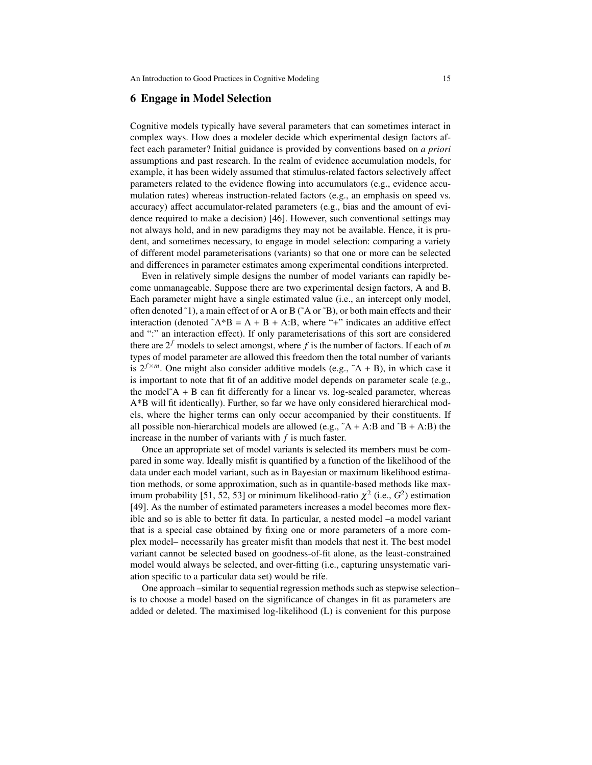## 6 Engage in Model Selection

Cognitive models typically have several parameters that can sometimes interact in complex ways. How does a modeler decide which experimental design factors affect each parameter? Initial guidance is provided by conventions based on *a priori* assumptions and past research. In the realm of evidence accumulation models, for example, it has been widely assumed that stimulus-related factors selectively affect parameters related to the evidence flowing into accumulators (e.g., evidence accumulation rates) whereas instruction-related factors (e.g., an emphasis on speed vs. accuracy) affect accumulator-related parameters (e.g., bias and the amount of evidence required to make a decision) [46]. However, such conventional settings may not always hold, and in new paradigms they may not be available. Hence, it is prudent, and sometimes necessary, to engage in model selection: comparing a variety of different model parameterisations (variants) so that one or more can be selected and differences in parameter estimates among experimental conditions interpreted.

Even in relatively simple designs the number of model variants can rapidly become unmanageable. Suppose there are two experimental design factors, A and B. Each parameter might have a single estimated value (i.e., an intercept only model, often denoted ˜1), a main effect of or A or B (˜A or ˜B), or both main effects and their interaction (denoted ˜A*B = A + B + A:B, where "+" indicates an additive effect and ":" an interaction effect). If only parameterisations of this sort are considered there are $2^f$ models to select amongst, where $f$ is the number of factors. If each of $m$ types of model parameter are allowed this freedom then the total number of variants is $2^{f \times m}$. One might also consider additive models (e.g., ˜A + B), in which case it is important to note that fit of an additive model depends on parameter scale (e.g., the model˜A + B can fit differently for a linear vs. log-scaled parameter, whereas A*B will fit identically). Further, so far we have only considered hierarchical models, where the higher terms can only occur accompanied by their constituents. If all possible non-hierarchical models are allowed (e.g., ˜A + A:B and ˜B + A:B) the increase in the number of variants with $f$ is much faster.

Once an appropriate set of model variants is selected its members must be compared in some way. Ideally misfit is quantified by a function of the likelihood of the data under each model variant, such as in Bayesian or maximum likelihood estimation methods, or some approximation, such as in quantile-based methods like maximum probability [51, 52, 53] or minimum likelihood-ratio $\chi^2$ (i.e., $G^2$) estimation [49]. As the number of estimated parameters increases a model becomes more flexible and so is able to better fit data. In particular, a nested model –a model variant that is a special case obtained by fixing one or more parameters of a more complex model– necessarily has greater misfit than models that nest it. The best model variant cannot be selected based on goodness-of-fit alone, as the least-constrained model would always be selected, and over-fitting (i.e., capturing unsystematic variation specific to a particular data set) would be rife.

One approach –similar to sequential regression methods such as stepwise selection– is to choose a model based on the significance of changes in fit as parameters are added or deleted. The maximised log-likelihood (L) is convenient for this purpose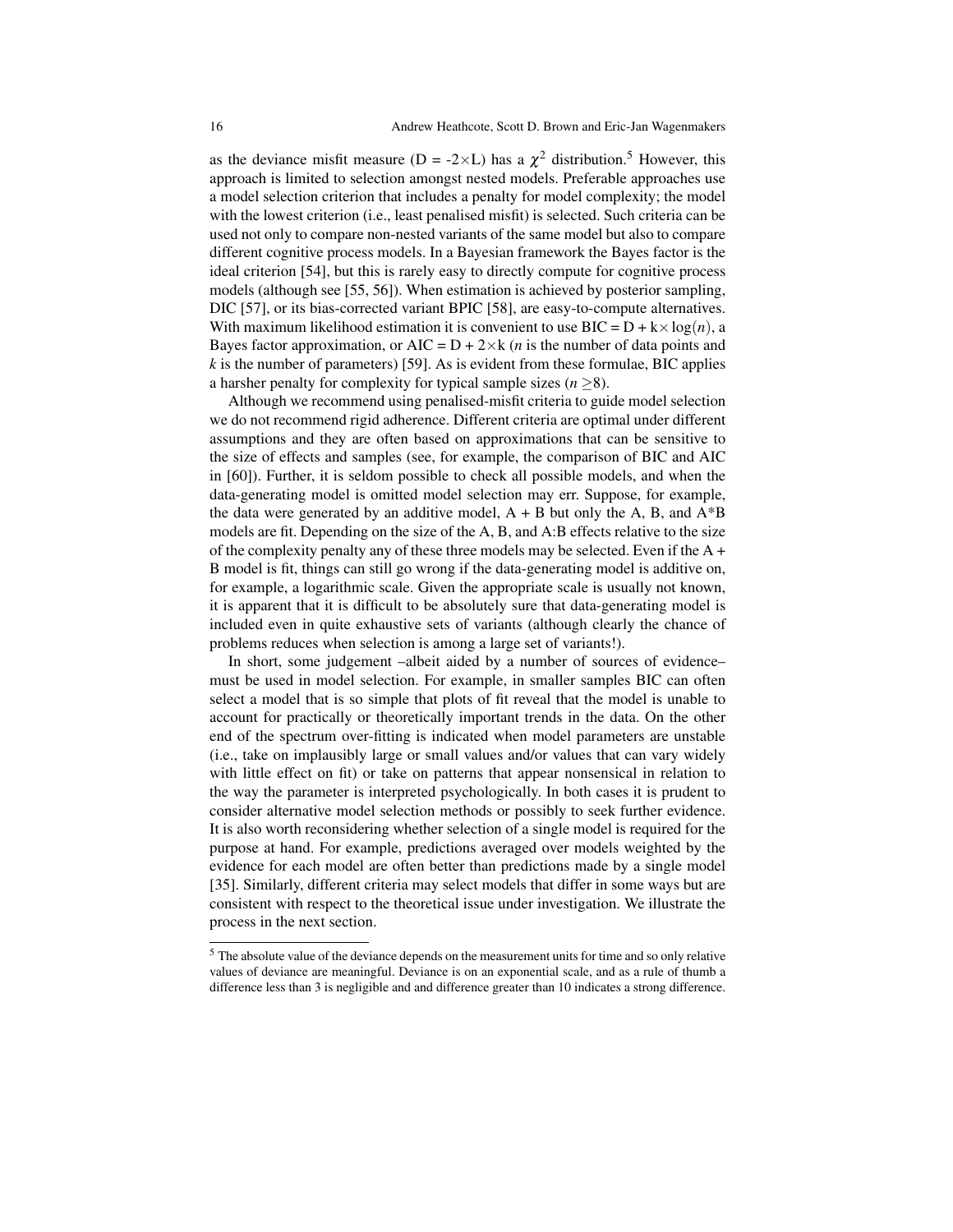as the deviance misfit measure (D = -2×L) has a $\chi^2$ distribution.[5] However, this approach is limited to selection amongst nested models. Preferable approaches use a model selection criterion that includes a penalty for model complexity; the model with the lowest criterion (i.e., least penalised misfit) is selected. Such criteria can be used not only to compare non-nested variants of the same model but also to compare different cognitive process models. In a Bayesian framework the Bayes factor is the ideal criterion [54], but this is rarely easy to directly compute for cognitive process models (although see [55, 56]). When estimation is achieved by posterior sampling, DIC [57], or its bias-corrected variant BPIC [58], are easy-to-compute alternatives. With maximum likelihood estimation it is convenient to use BIC = D + k× $\log(n)$, a Bayes factor approximation, or AIC = D + 2×k ($n$ is the number of data points and $k$ is the number of parameters) [59]. As is evident from these formulae, BIC applies a harsher penalty for complexity for typical sample sizes ($n \geq 8$).

Although we recommend using penalised-misfit criteria to guide model selection we do not recommend rigid adherence. Different criteria are optimal under different assumptions and they are often based on approximations that can be sensitive to the size of effects and samples (see, for example, the comparison of BIC and AIC in [60]). Further, it is seldom possible to check all possible models, and when the data-generating model is omitted model selection may err. Suppose, for example, the data were generated by an additive model, A + B but only the A, B, and A*B models are fit. Depending on the size of the A, B, and A:B effects relative to the size of the complexity penalty any of these three models may be selected. Even if the A + B model is fit, things can still go wrong if the data-generating model is additive on, for example, a logarithmic scale. Given the appropriate scale is usually not known, it is apparent that it is difficult to be absolutely sure that data-generating model is included even in quite exhaustive sets of variants (although clearly the chance of problems reduces when selection is among a large set of variants!).

In short, some judgement –albeit aided by a number of sources of evidence– must be used in model selection. For example, in smaller samples BIC can often select a model that is so simple that plots of fit reveal that the model is unable to account for practically or theoretically important trends in the data. On the other end of the spectrum over-fitting is indicated when model parameters are unstable (i.e., take on implausibly large or small values and/or values that can vary widely with little effect on fit) or take on patterns that appear nonsensical in relation to the way the parameter is interpreted psychologically. In both cases it is prudent to consider alternative model selection methods or possibly to seek further evidence. It is also worth reconsidering whether selection of a single model is required for the purpose at hand. For example, predictions averaged over models weighted by the evidence for each model are often better than predictions made by a single model [35]. Similarly, different criteria may select models that differ in some ways but are consistent with respect to the theoretical issue under investigation. We illustrate the process in the next section.

[5] The absolute value of the deviance depends on the measurement units for time and so only relative values of deviance are meaningful. Deviance is on an exponential scale, and as a rule of thumb a difference less than 3 is negligible and and difference greater than 10 indicates a strong difference.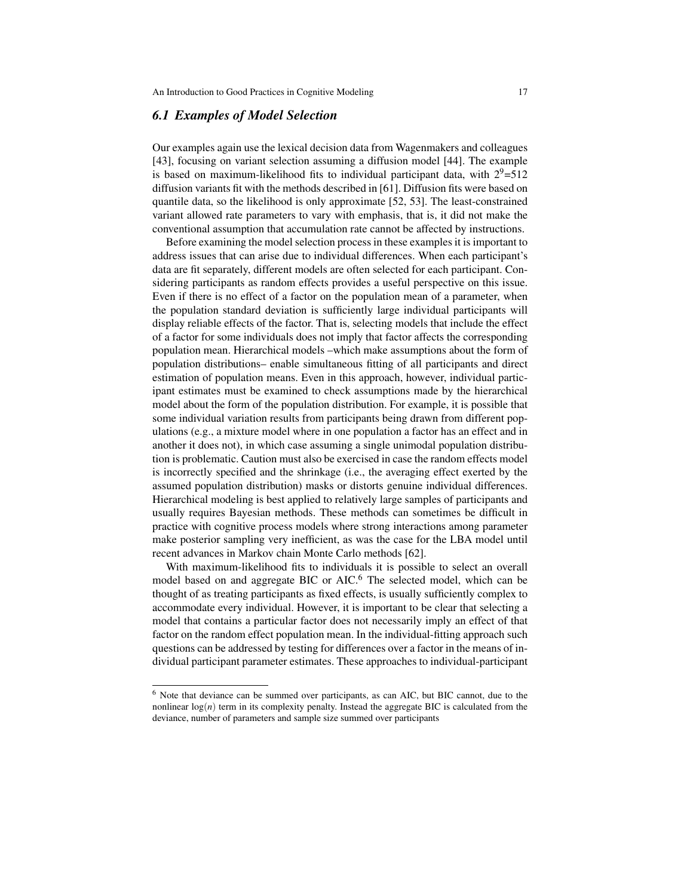## 6.1 Examples of Model Selection

Our examples again use the lexical decision data from Wagenmakers and colleagues [43], focusing on variant selection assuming a diffusion model [44]. The example is based on maximum-likelihood fits to individual participant data, with $2^9$=512 diffusion variants fit with the methods described in [61]. Diffusion fits were based on quantile data, so the likelihood is only approximate [52, 53]. The least-constrained variant allowed rate parameters to vary with emphasis, that is, it did not make the conventional assumption that accumulation rate cannot be affected by instructions.

Before examining the model selection process in these examples it is important to address issues that can arise due to individual differences. When each participant's data are fit separately, different models are often selected for each participant. Considering participants as random effects provides a useful perspective on this issue. Even if there is no effect of a factor on the population mean of a parameter, when the population standard deviation is sufficiently large individual participants will display reliable effects of the factor. That is, selecting models that include the effect of a factor for some individuals does not imply that factor affects the corresponding population mean. Hierarchical models –which make assumptions about the form of population distributions– enable simultaneous fitting of all participants and direct estimation of population means. Even in this approach, however, individual participant estimates must be examined to check assumptions made by the hierarchical model about the form of the population distribution. For example, it is possible that some individual variation results from participants being drawn from different populations (e.g., a mixture model where in one population a factor has an effect and in another it does not), in which case assuming a single unimodal population distribution is problematic. Caution must also be exercised in case the random effects model is incorrectly specified and the shrinkage (i.e., the averaging effect exerted by the assumed population distribution) masks or distorts genuine individual differences. Hierarchical modeling is best applied to relatively large samples of participants and usually requires Bayesian methods. These methods can sometimes be difficult in practice with cognitive process models where strong interactions among parameter make posterior sampling very inefficient, as was the case for the LBA model until recent advances in Markov chain Monte Carlo methods [62].

With maximum-likelihood fits to individuals it is possible to select an overall model based on and aggregate BIC or AIC.[6] The selected model, which can be thought of as treating participants as fixed effects, is usually sufficiently complex to accommodate every individual. However, it is important to be clear that selecting a model that contains a particular factor does not necessarily imply an effect of that factor on the random effect population mean. In the individual-fitting approach such questions can be addressed by testing for differences over a factor in the means of individual participant parameter estimates. These approaches to individual-participant

[6] Note that deviance can be summed over participants, as can AIC, but BIC cannot, due to the nonlinear $\log(n)$ term in its complexity penalty. Instead the aggregate BIC is calculated from the deviance, number of parameters and sample size summed over participants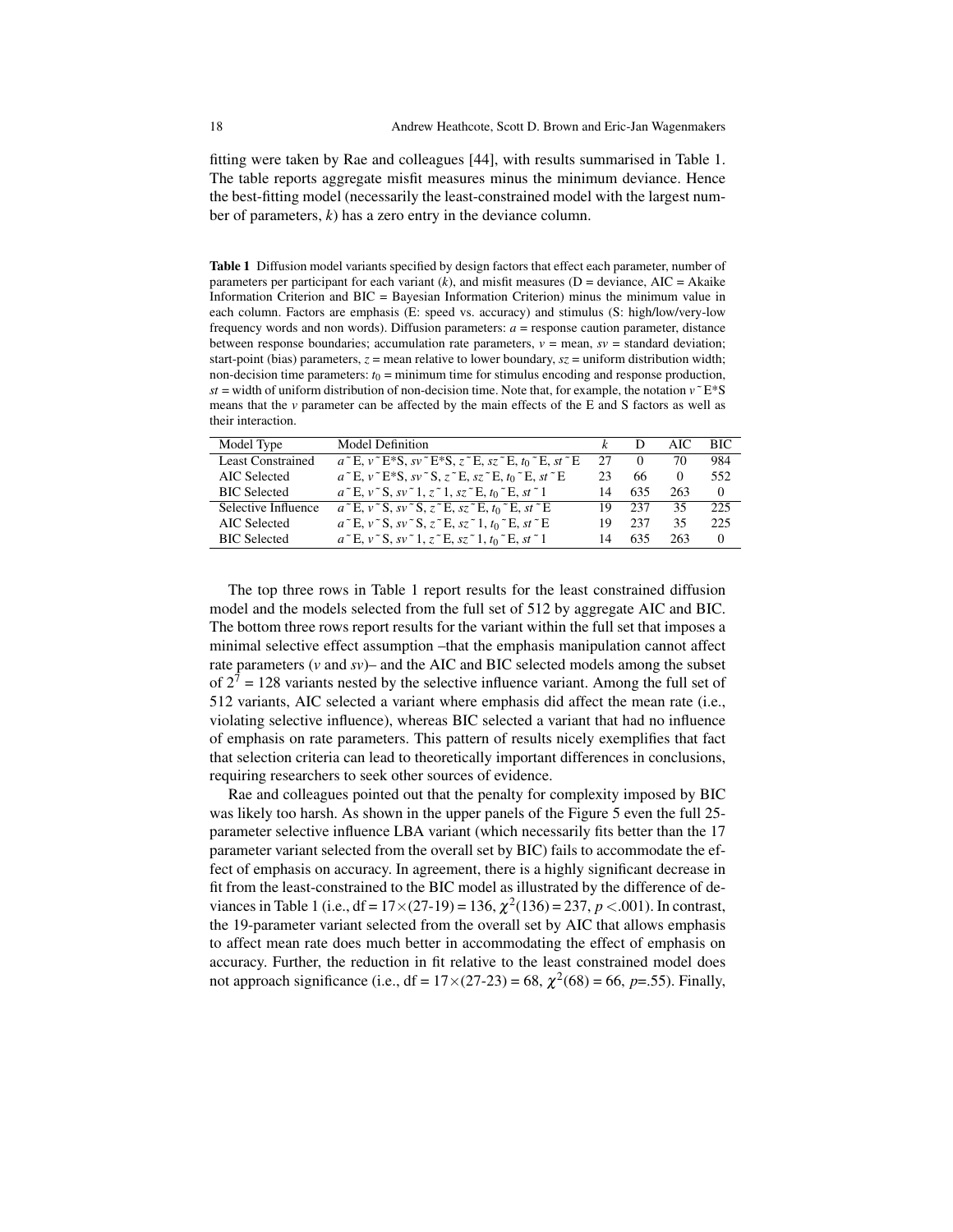fitting were taken by Rae and colleagues [44], with results summarised in Table 1. The table reports aggregate misfit measures minus the minimum deviance. Hence the best-fitting model (necessarily the least-constrained model with the largest number of parameters, $k$) has a zero entry in the deviance column.

**Table 1** Diffusion model variants specified by design factors that effect each parameter, number of parameters per participant for each variant ($k$), and misfit measures (D = deviance, AIC = Akaike Information Criterion and BIC = Bayesian Information Criterion) minus the minimum value in each column. Factors are emphasis (E: speed vs. accuracy) and stimulus (S: high/low/very-low frequency words and non words). Diffusion parameters: $a$ = response caution parameter, distance between response boundaries; accumulation rate parameters, $v$ = mean, $sv$ = standard deviation; start-point (bias) parameters, $z$ = mean relative to lower boundary, $sz$ = uniform distribution width; non-decision time parameters: $t_0$ = minimum time for stimulus encoding and response production, $st$ = width of uniform distribution of non-decision time. Note that, for example, the notation $v$ ˜ E*S means that the $v$ parameter can be affected by the main effects of the E and S factors as well as their interaction.

| Model Type | Model Definition | $k$ | D | AIC | BIC |
|---|---|---|---|---|---|
| Least Constrained | $a$ ˜ E, $v$ ˜ E*S, $sv$ ˜ E*S, $z$ ˜ E, $sz$ ˜ E, $t_0$ ˜ E, $st$ ˜ E | 27 | 0 | 70 | 984 |
| AIC Selected | $a$ ˜ E, $v$ ˜ E*S, $sv$ ˜ S, $z$ ˜ E, $sz$ ˜ E, $t_0$ ˜ E, $st$ ˜ E | 23 | 66 | 0 | 552 |
| BIC Selected | $a$ ˜ E, $v$ ˜ S, $sv$ ˜ 1, $z$ ˜ 1, $sz$ ˜ E, $t_0$ ˜ E, $st$ ˜ 1 | 14 | 635 | 263 | 0 |
| Selective Influence | $a$ ˜ E, $v$ ˜ S, $sv$ ˜ S, $z$ ˜ E, $sz$ ˜ E, $t_0$ ˜ E, $st$ ˜ E | 19 | 237 | 35 | 225 |
| AIC Selected | $a$ ˜ E, $v$ ˜ S, $sv$ ˜ S, $z$ ˜ E, $sz$ ˜ 1, $t_0$ ˜ E, $st$ ˜ E | 19 | 237 | 35 | 225 |
| BIC Selected | $a$ ˜ E, $v$ ˜ S, $sv$ ˜ 1, $z$ ˜ E, $sz$ ˜ 1, $t_0$ ˜ E, $st$ ˜ 1 | 14 | 635 | 263 | 0 |

The top three rows in Table 1 report results for the least constrained diffusion model and the models selected from the full set of 512 by aggregate AIC and BIC. The bottom three rows report results for the variant within the full set that imposes a minimal selective effect assumption –that the emphasis manipulation cannot affect rate parameters ($v$ and $sv$)– and the AIC and BIC selected models among the subset of $2^7$ = 128 variants nested by the selective influence variant. Among the full set of 512 variants, AIC selected a variant where emphasis did affect the mean rate (i.e., violating selective influence), whereas BIC selected a variant that had no influence of emphasis on rate parameters. This pattern of results nicely exemplifies that fact that selection criteria can lead to theoretically important differences in conclusions, requiring researchers to seek other sources of evidence.

Rae and colleagues pointed out that the penalty for complexity imposed by BIC was likely too harsh. As shown in the upper panels of the Figure 5 even the full 25-parameter selective influence LBA variant (which necessarily fits better than the 17 parameter variant selected from the overall set by BIC) fails to accommodate the effect of emphasis on accuracy. In agreement, there is a highly significant decrease in fit from the least-constrained to the BIC model as illustrated by the difference of deviances in Table 1 (i.e., df = 17×(27-19) = 136, $\chi^2(136) = 237$, $p < .001$). In contrast, the 19-parameter variant selected from the overall set by AIC that allows emphasis to affect mean rate does much better in accommodating the effect of emphasis on accuracy. Further, the reduction in fit relative to the least constrained model does not approach significance (i.e., df = 17×(27-23) = 68, $\chi^2(68) = 66$, $p$=.55). Finally,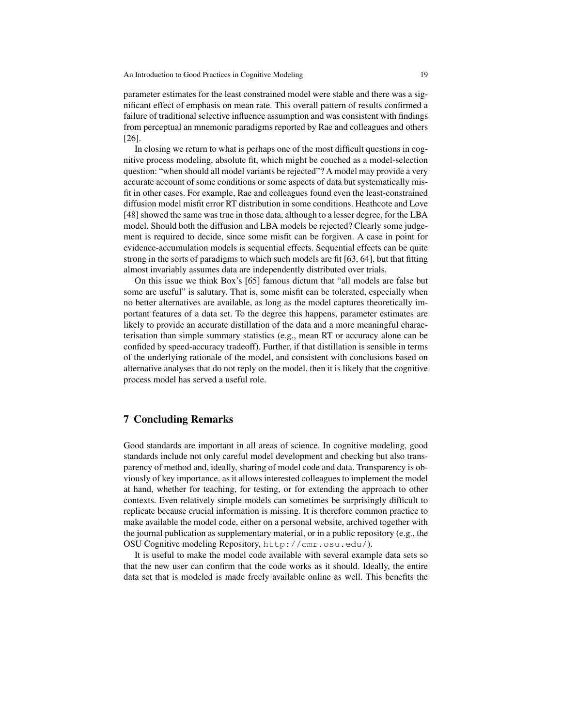parameter estimates for the least constrained model were stable and there was a significant effect of emphasis on mean rate. This overall pattern of results confirmed a failure of traditional selective influence assumption and was consistent with findings from perceptual an mnemonic paradigms reported by Rae and colleagues and others [26].

In closing we return to what is perhaps one of the most difficult questions in cognitive process modeling, absolute fit, which might be couched as a model-selection question: "when should all model variants be rejected"? A model may provide a very accurate account of some conditions or some aspects of data but systematically misfit in other cases. For example, Rae and colleagues found even the least-constrained diffusion model misfit error RT distribution in some conditions. Heathcote and Love [48] showed the same was true in those data, although to a lesser degree, for the LBA model. Should both the diffusion and LBA models be rejected? Clearly some judgement is required to decide, since some misfit can be forgiven. A case in point for evidence-accumulation models is sequential effects. Sequential effects can be quite strong in the sorts of paradigms to which such models are fit [63, 64], but that fitting almost invariably assumes data are independently distributed over trials.

On this issue we think Box's [65] famous dictum that "all models are false but some are useful" is salutary. That is, some misfit can be tolerated, especially when no better alternatives are available, as long as the model captures theoretically important features of a data set. To the degree this happens, parameter estimates are likely to provide an accurate distillation of the data and a more meaningful characterisation than simple summary statistics (e.g., mean RT or accuracy alone can be confided by speed-accuracy tradeoff). Further, if that distillation is sensible in terms of the underlying rationale of the model, and consistent with conclusions based on alternative analyses that do not reply on the model, then it is likely that the cognitive process model has served a useful role.

## 7 Concluding Remarks

Good standards are important in all areas of science. In cognitive modeling, good standards include not only careful model development and checking but also transparency of method and, ideally, sharing of model code and data. Transparency is obviously of key importance, as it allows interested colleagues to implement the model at hand, whether for teaching, for testing, or for extending the approach to other contexts. Even relatively simple models can sometimes be surprisingly difficult to replicate because crucial information is missing. It is therefore common practice to make available the model code, either on a personal website, archived together with the journal publication as supplementary material, or in a public repository (e.g., the OSU Cognitive modeling Repository, `http://cmr.osu.edu/`).

It is useful to make the model code available with several example data sets so that the new user can confirm that the code works as it should. Ideally, the entire data set that is modeled is made freely available online as well. This benefits the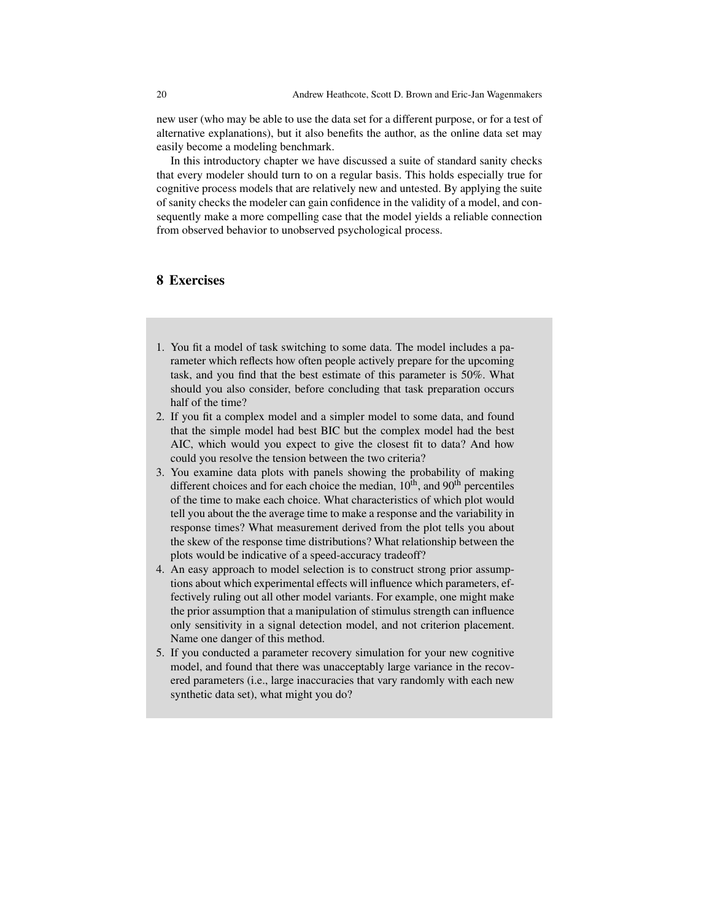new user (who may be able to use the data set for a different purpose, or for a test of alternative explanations), but it also benefits the author, as the online data set may easily become a modeling benchmark.

In this introductory chapter we have discussed a suite of standard sanity checks that every modeler should turn to on a regular basis. This holds especially true for cognitive process models that are relatively new and untested. By applying the suite of sanity checks the modeler can gain confidence in the validity of a model, and consequently make a more compelling case that the model yields a reliable connection from observed behavior to unobserved psychological process.

## 8 Exercises

1. You fit a model of task switching to some data. The model includes a parameter which reflects how often people actively prepare for the upcoming task, and you find that the best estimate of this parameter is 50%. What should you also consider, before concluding that task preparation occurs half of the time?
2. If you fit a complex model and a simpler model to some data, and found that the simple model had best BIC but the complex model had the best AIC, which would you expect to give the closest fit to data? And how could you resolve the tension between the two criteria?
3. You examine data plots with panels showing the probability of making different choices and for each choice the median, $10^{\text{th}}$, and $90^{\text{th}}$ percentiles of the time to make each choice. What characteristics of which plot would tell you about the the average time to make a response and the variability in response times? What measurement derived from the plot tells you about the skew of the response time distributions? What relationship between the plots would be indicative of a speed-accuracy tradeoff?
4. An easy approach to model selection is to construct strong prior assumptions about which experimental effects will influence which parameters, effectively ruling out all other model variants. For example, one might make the prior assumption that a manipulation of stimulus strength can influence only sensitivity in a signal detection model, and not criterion placement. Name one danger of this method.
5. If you conducted a parameter recovery simulation for your new cognitive model, and found that there was unacceptably large variance in the recovered parameters (i.e., large inaccuracies that vary randomly with each new synthetic data set), what might you do?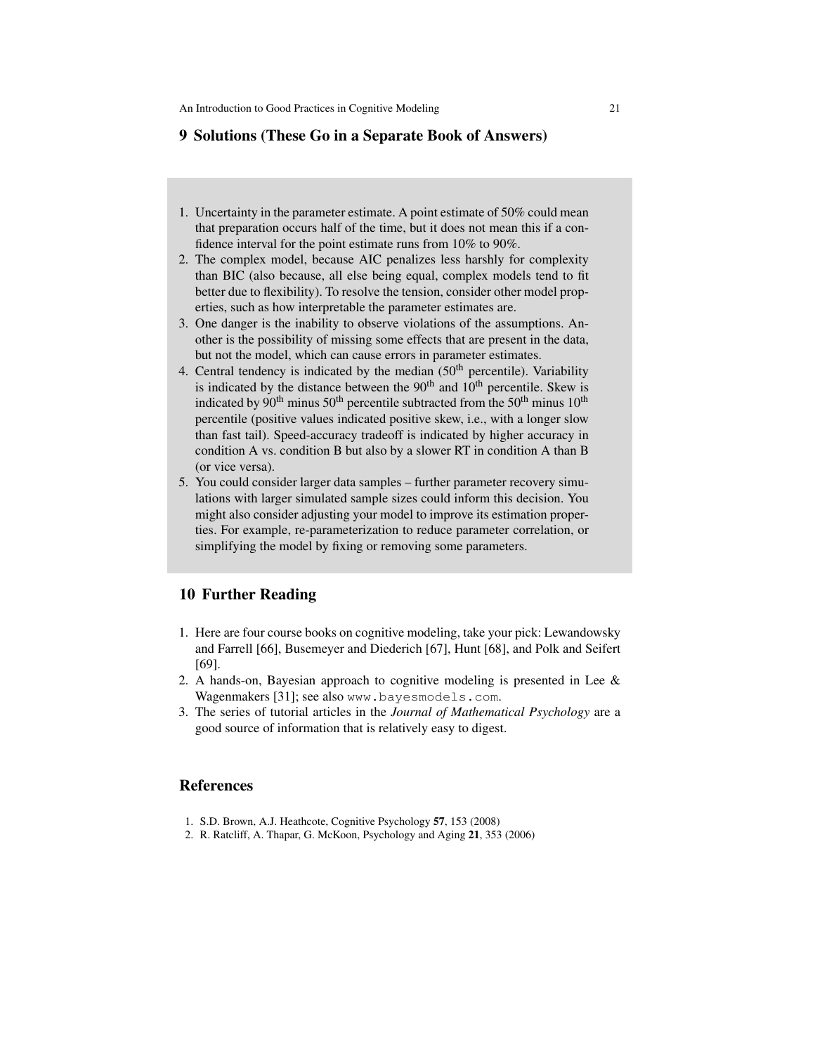## 9 Solutions (These Go in a Separate Book of Answers)

1. Uncertainty in the parameter estimate. A point estimate of 50% could mean that preparation occurs half of the time, but it does not mean this if a confidence interval for the point estimate runs from 10% to 90%.
2. The complex model, because AIC penalizes less harshly for complexity than BIC (also because, all else being equal, complex models tend to fit better due to flexibility). To resolve the tension, consider other model properties, such as how interpretable the parameter estimates are.
3. One danger is the inability to observe violations of the assumptions. Another is the possibility of missing some effects that are present in the data, but not the model, which can cause errors in parameter estimates.
4. Central tendency is indicated by the median ($50^{th}$ percentile). Variability is indicated by the distance between the $90^{th}$ and $10^{th}$ percentile. Skew is indicated by $90^{th}$ minus $50^{th}$ percentile subtracted from the $50^{th}$ minus $10^{th}$ percentile (positive values indicated positive skew, i.e., with a longer slow than fast tail). Speed-accuracy tradeoff is indicated by higher accuracy in condition A vs. condition B but also by a slower RT in condition A than B (or vice versa).
5. You could consider larger data samples – further parameter recovery simulations with larger simulated sample sizes could inform this decision. You might also consider adjusting your model to improve its estimation properties. For example, re-parameterization to reduce parameter correlation, or simplifying the model by fixing or removing some parameters.

## 10 Further Reading

1. Here are four course books on cognitive modeling, take your pick: Lewandowsky and Farrell [66], Busemeyer and Diederich [67], Hunt [68], and Polk and Seifert [69].
2. A hands-on, Bayesian approach to cognitive modeling is presented in Lee & Wagenmakers [31]; see also `www.bayesmodels.com`.
3. The series of tutorial articles in the *Journal of Mathematical Psychology* are a good source of information that is relatively easy to digest.

## References

1. S.D. Brown, A.J. Heathcote, Cognitive Psychology **57**, 153 (2008)
2. R. Ratcliff, A. Thapar, G. McKoon, Psychology and Aging **21**, 353 (2006)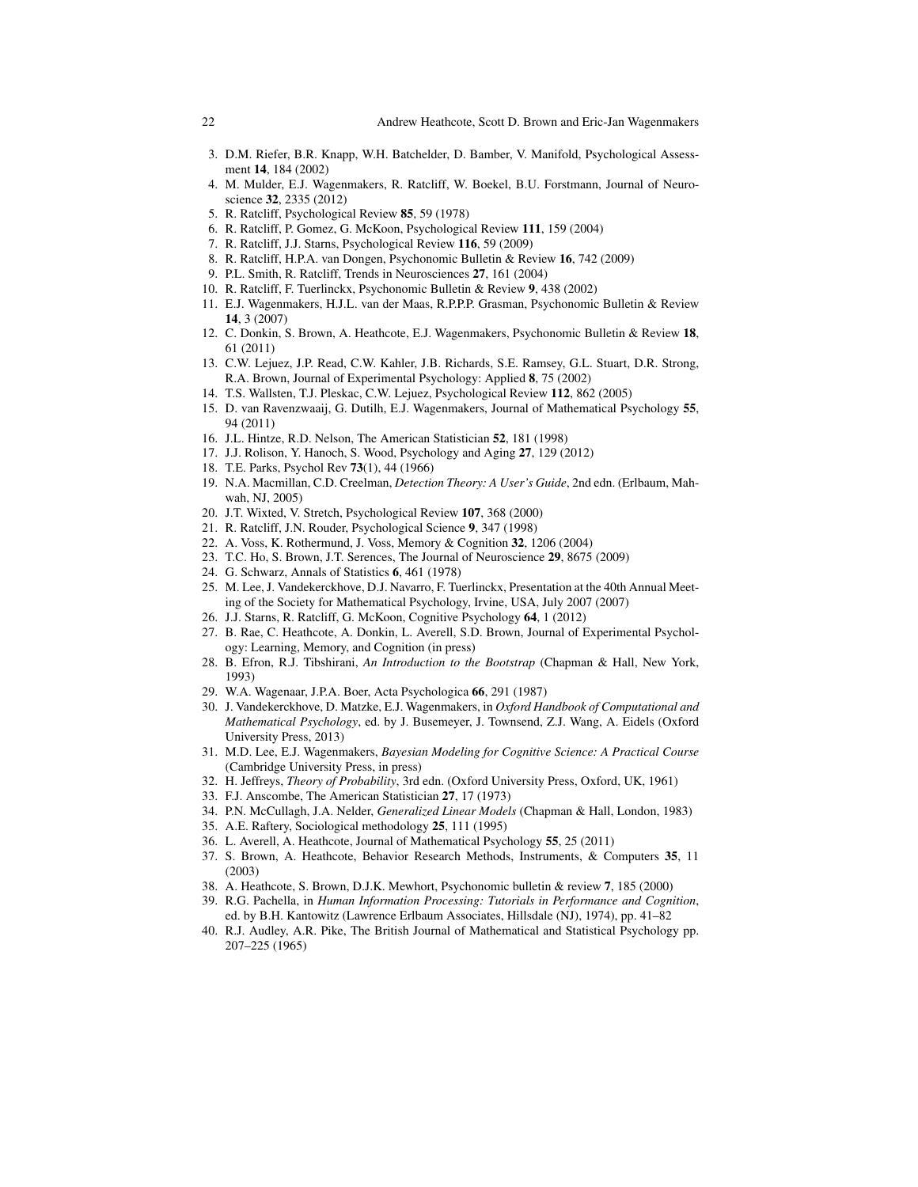3. D.M. Riefer, B.R. Knapp, W.H. Batchelder, D. Bamber, V. Manifold, Psychological Assessment **14**, 184 (2002)
4. M. Mulder, E.J. Wagenmakers, R. Ratcliff, W. Boekel, B.U. Forstmann, Journal of Neuroscience **32**, 2335 (2012)
5. R. Ratcliff, Psychological Review **85**, 59 (1978)
6. R. Ratcliff, P. Gomez, G. McKoon, Psychological Review **111**, 159 (2004)
7. R. Ratcliff, J.J. Starns, Psychological Review **116**, 59 (2009)
8. R. Ratcliff, H.P.A. van Dongen, Psychonomic Bulletin & Review **16**, 742 (2009)
9. P.L. Smith, R. Ratcliff, Trends in Neurosciences **27**, 161 (2004)
10. R. Ratcliff, F. Tuerlinckx, Psychonomic Bulletin & Review **9**, 438 (2002)
11. E.J. Wagenmakers, H.J.L. van der Maas, R.P.P.P. Grasman, Psychonomic Bulletin & Review **14**, 3 (2007)
12. C. Donkin, S. Brown, A. Heathcote, E.J. Wagenmakers, Psychonomic Bulletin & Review **18**, 61 (2011)
13. C.W. Lejuez, J.P. Read, C.W. Kahler, J.B. Richards, S.E. Ramsey, G.L. Stuart, D.R. Strong, R.A. Brown, Journal of Experimental Psychology: Applied **8**, 75 (2002)
14. T.S. Wallsten, T.J. Pleskac, C.W. Lejuez, Psychological Review **112**, 862 (2005)
15. D. van Ravenzwaaij, G. Dutilh, E.J. Wagenmakers, Journal of Mathematical Psychology **55**, 94 (2011)
16. J.L. Hintze, R.D. Nelson, The American Statistician **52**, 181 (1998)
17. J.J. Rolison, Y. Hanoch, S. Wood, Psychology and Aging **27**, 129 (2012)
18. T.E. Parks, Psychol Rev **73**(1), 44 (1966)
19. N.A. Macmillan, C.D. Creelman, *Detection Theory: A User's Guide*, 2nd edn. (Erlbaum, Mahwah, NJ, 2005)
20. J.T. Wixted, V. Stretch, Psychological Review **107**, 368 (2000)
21. R. Ratcliff, J.N. Rouder, Psychological Science **9**, 347 (1998)
22. A. Voss, K. Rothermund, J. Voss, Memory & Cognition **32**, 1206 (2004)
23. T.C. Ho, S. Brown, J.T. Serences, The Journal of Neuroscience **29**, 8675 (2009)
24. G. Schwarz, Annals of Statistics **6**, 461 (1978)
25. M. Lee, J. Vandekerckhove, D.J. Navarro, F. Tuerlinckx, Presentation at the 40th Annual Meeting of the Society for Mathematical Psychology, Irvine, USA, July 2007 (2007)
26. J.J. Starns, R. Ratcliff, G. McKoon, Cognitive Psychology **64**, 1 (2012)
27. B. Rae, C. Heathcote, A. Donkin, L. Averell, S.D. Brown, Journal of Experimental Psychology: Learning, Memory, and Cognition (in press)
28. B. Efron, R.J. Tibshirani, *An Introduction to the Bootstrap* (Chapman & Hall, New York, 1993)
29. W.A. Wagenaar, J.P.A. Boer, Acta Psychologica **66**, 291 (1987)
30. J. Vandekerckhove, D. Matzke, E.J. Wagenmakers, in *Oxford Handbook of Computational and Mathematical Psychology*, ed. by J. Busemeyer, J. Townsend, Z.J. Wang, A. Eidels (Oxford University Press, 2013)
31. M.D. Lee, E.J. Wagenmakers, *Bayesian Modeling for Cognitive Science: A Practical Course* (Cambridge University Press, in press)
32. H. Jeffreys, *Theory of Probability*, 3rd edn. (Oxford University Press, Oxford, UK, 1961)
33. F.J. Anscombe, The American Statistician **27**, 17 (1973)
34. P.N. McCullagh, J.A. Nelder, *Generalized Linear Models* (Chapman & Hall, London, 1983)
35. A.E. Raftery, Sociological methodology **25**, 111 (1995)
36. L. Averell, A. Heathcote, Journal of Mathematical Psychology **55**, 25 (2011)
37. S. Brown, A. Heathcote, Behavior Research Methods, Instruments, & Computers **35**, 11 (2003)
38. A. Heathcote, S. Brown, D.J.K. Mewhort, Psychonomic bulletin & review **7**, 185 (2000)
39. R.G. Pachella, in *Human Information Processing: Tutorials in Performance and Cognition*, ed. by B.H. Kantowitz (Lawrence Erlbaum Associates, Hillsdale (NJ), 1974), pp. 41–82
40. R.J. Audley, A.R. Pike, The British Journal of Mathematical and Statistical Psychology pp. 207–225 (1965)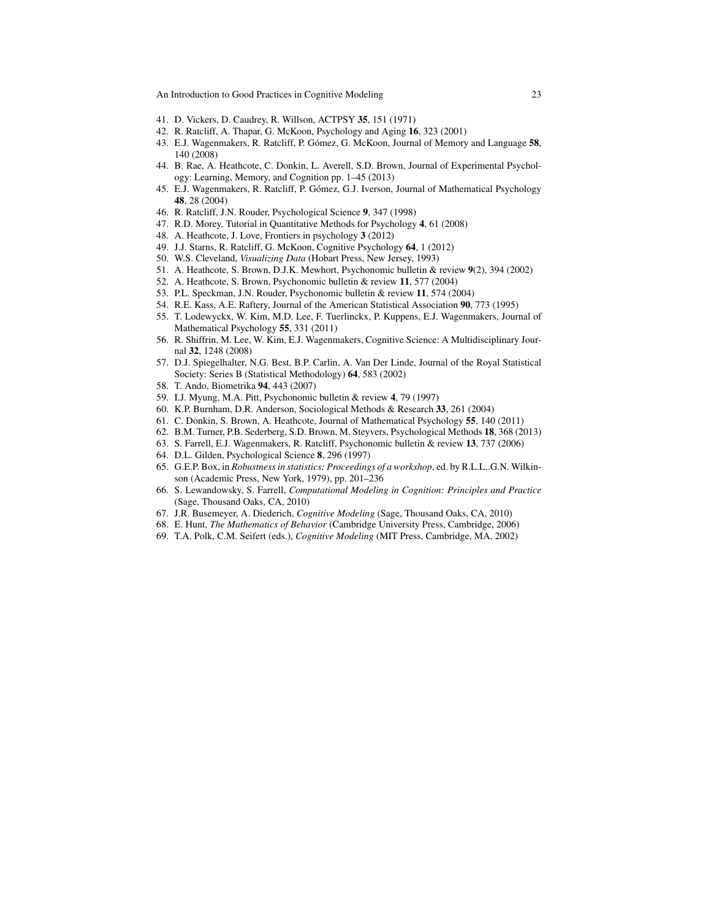41. D. Vickers, D. Caudrey, R. Willson, ACTPSY **35**, 151 (1971)
42. R. Ratcliff, A. Thapar, G. McKoon, Psychology and Aging **16**, 323 (2001)
43. E.J. Wagenmakers, R. Ratcliff, P. Gómez, G. McKoon, Journal of Memory and Language **58**, 140 (2008)
44. B. Rae, A. Heathcote, C. Donkin, L. Averell, S.D. Brown, Journal of Experimental Psychology: Learning, Memory, and Cognition pp. 1–45 (2013)
45. E.J. Wagenmakers, R. Ratcliff, P. Gómez, G.J. Iverson, Journal of Mathematical Psychology **48**, 28 (2004)
46. R. Ratcliff, J.N. Rouder, Psychological Science **9**, 347 (1998)
47. R.D. Morey, Tutorial in Quantitative Methods for Psychology **4**, 61 (2008)
48. A. Heathcote, J. Love, Frontiers in psychology **3** (2012)
49. J.J. Starns, R. Ratcliff, G. McKoon, Cognitive Psychology **64**, 1 (2012)
50. W.S. Cleveland, *Visualizing Data* (Hobart Press, New Jersey, 1993)
51. A. Heathcote, S. Brown, D.J.K. Mewhort, Psychonomic bulletin & review **9**(2), 394 (2002)
52. A. Heathcote, S. Brown, Psychonomic bulletin & review **11**, 577 (2004)
53. P.L. Speckman, J.N. Rouder, Psychonomic bulletin & review **11**, 574 (2004)
54. R.E. Kass, A.E. Raftery, Journal of the American Statistical Association **90**, 773 (1995)
55. T. Lodewyckx, W. Kim, M.D. Lee, F. Tuerlinckx, P. Kuppens, E.J. Wagenmakers, Journal of Mathematical Psychology **55**, 331 (2011)
56. R. Shiffrin, M. Lee, W. Kim, E.J. Wagenmakers, Cognitive Science: A Multidisciplinary Journal **32**, 1248 (2008)
57. D.J. Spiegelhalter, N.G. Best, B.P. Carlin, A. Van Der Linde, Journal of the Royal Statistical Society: Series B (Statistical Methodology) **64**, 583 (2002)
58. T. Ando, Biometrika **94**, 443 (2007)
59. I.J. Myung, M.A. Pitt, Psychonomic bulletin & review **4**, 79 (1997)
60. K.P. Burnham, D.R. Anderson, Sociological Methods & Research **33**, 261 (2004)
61. C. Donkin, S. Brown, A. Heathcote, Journal of Mathematical Psychology **55**, 140 (2011)
62. B.M. Turner, P.B. Sederberg, S.D. Brown, M. Steyvers, Psychological Methods **18**, 368 (2013)
63. S. Farrell, E.J. Wagenmakers, R. Ratcliff, Psychonomic bulletin & review **13**, 737 (2006)
64. D.L. Gilden, Psychological Science **8**, 296 (1997)
65. G.E.P. Box, in *Robustness in statistics: Proceedings of a workshop*, ed. by R.L.L..G.N. Wilkinson (Academic Press, New York, 1979), pp. 201–236
66. S. Lewandowsky, S. Farrell, *Computational Modeling in Cognition: Principles and Practice* (Sage, Thousand Oaks, CA, 2010)
67. J.R. Busemeyer, A. Diederich, *Cognitive Modeling* (Sage, Thousand Oaks, CA, 2010)
68. E. Hunt, *The Mathematics of Behavior* (Cambridge University Press, Cambridge, 2006)
69. T.A. Polk, C.M. Seifert (eds.), *Cognitive Modeling* (MIT Press, Cambridge, MA, 2002)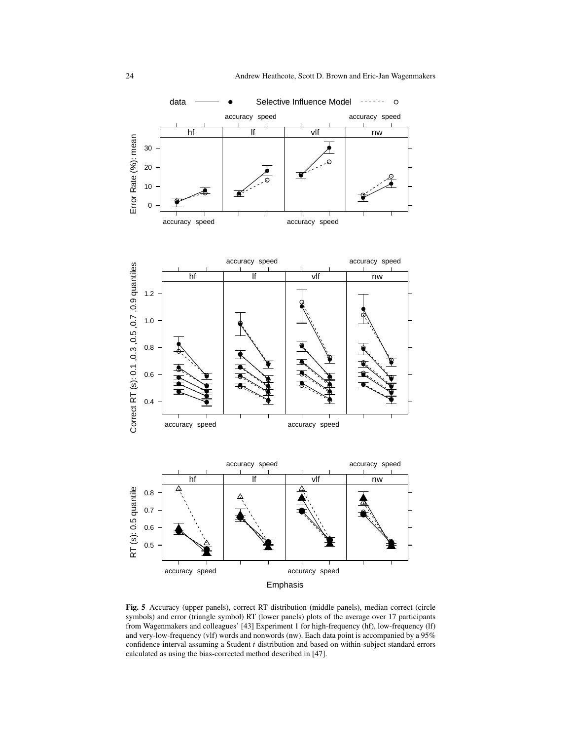data Selective Influence Model

accuracy speed accuracy speed

hf lf vlf nw

Error Rate (%): mean

30
20
10
0

accuracy speed accuracy speed

accuracy speed accuracy speed

hf lf vlf nw

Correct RT (s): 0.1 ,0.3 ,0.5 ,0.7 ,0.9 quantiles

1.2
1.0
0.8
0.6
0.4

accuracy speed accuracy speed

accuracy speed accuracy speed

hf lf vlf nw

RT (s): 0.5 quantile

0.8
0.7
0.6
0.5

accuracy speed accuracy speed

Emphasis

**Fig. 5** Accuracy (upper panels), correct RT distribution (middle panels), median correct (circle symbols) and error (triangle symbol) RT (lower panels) plots of the average over 17 participants from Wagenmakers and colleagues' [43] Experiment 1 for high-frequency (hf), low-frequency (lf) and very-low-frequency (vlf) words and nonwords (nw). Each data point is accompanied by a 95% confidence interval assuming a Student *t* distribution and based on within-subject standard errors calculated as using the bias-corrected method described in [47].